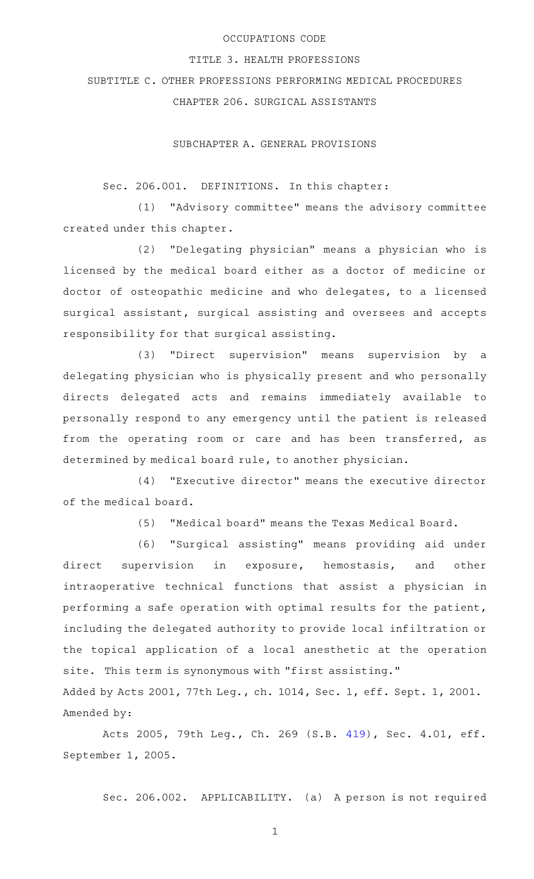OCCUPATIONS CODE

TITLE 3. HEALTH PROFESSIONS

SUBTITLE C. OTHER PROFESSIONS PERFORMING MEDICAL PROCEDURES

CHAPTER 206. SURGICAL ASSISTANTS

SUBCHAPTER A. GENERAL PROVISIONS

Sec. 206.001. DEFINITIONS. In this chapter:

(1) "Advisory committee" means the advisory committee created under this chapter.

(2) "Delegating physician" means a physician who is licensed by the medical board either as a doctor of medicine or doctor of osteopathic medicine and who delegates, to a licensed surgical assistant, surgical assisting and oversees and accepts responsibility for that surgical assisting.

(3) "Direct supervision" means supervision by a delegating physician who is physically present and who personally directs delegated acts and remains immediately available to personally respond to any emergency until the patient is released from the operating room or care and has been transferred, as determined by medical board rule, to another physician.

(4) "Executive director" means the executive director of the medical board.

(5) "Medical board" means the Texas Medical Board.

(6) "Surgical assisting" means providing aid under direct supervision in exposure, hemostasis, and other intraoperative technical functions that assist a physician in performing a safe operation with optimal results for the patient, including the delegated authority to provide local infiltration or the topical application of a local anesthetic at the operation site. This term is synonymous with "first assisting."

Added by Acts 2001, 77th Leg., ch. 1014, Sec. 1, eff. Sept. 1, 2001.
Amended by:

Acts 2005, 79th Leg., Ch. 269 (S.B. 419), Sec. 4.01, eff. September 1, 2005.

Sec. 206.002. APPLICABILITY. (a) A person is not required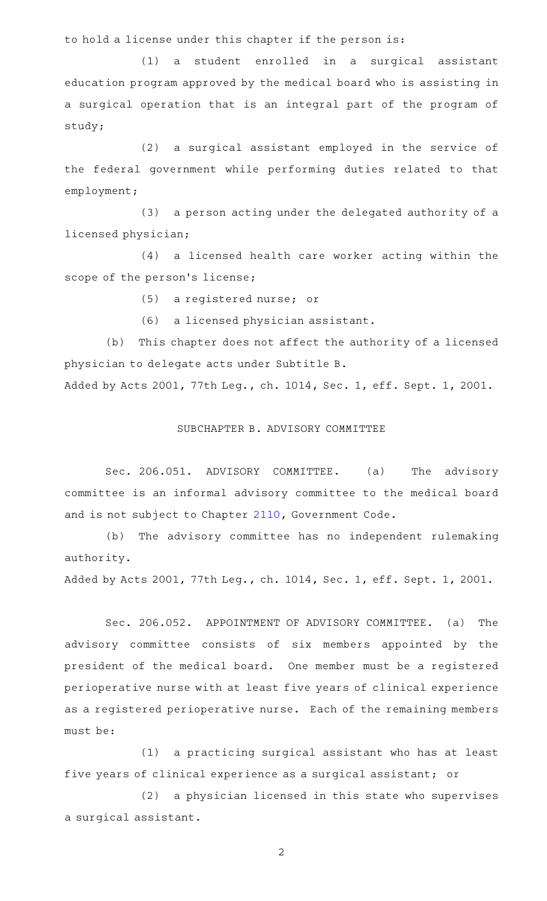to hold a license under this chapter if the person is:

(1) a student enrolled in a surgical assistant education program approved by the medical board who is assisting in a surgical operation that is an integral part of the program of study;

(2) a surgical assistant employed in the service of the federal government while performing duties related to that employment;

(3) a person acting under the delegated authority of a licensed physician;

(4) a licensed health care worker acting within the scope of the person's license;

(5) a registered nurse; or

(6) a licensed physician assistant.

(b) This chapter does not affect the authority of a licensed physician to delegate acts under Subtitle B.

Added by Acts 2001, 77th Leg., ch. 1014, Sec. 1, eff. Sept. 1, 2001.

## SUBCHAPTER B. ADVISORY COMMITTEE

Sec. 206.051. ADVISORY COMMITTEE. (a) The advisory committee is an informal advisory committee to the medical board and is not subject to Chapter 2110, Government Code.

(b) The advisory committee has no independent rulemaking authority.

Added by Acts 2001, 77th Leg., ch. 1014, Sec. 1, eff. Sept. 1, 2001.

Sec. 206.052. APPOINTMENT OF ADVISORY COMMITTEE. (a) The advisory committee consists of six members appointed by the president of the medical board. One member must be a registered perioperative nurse with at least five years of clinical experience as a registered perioperative nurse. Each of the remaining members must be:

(1) a practicing surgical assistant who has at least five years of clinical experience as a surgical assistant; or

(2) a physician licensed in this state who supervises a surgical assistant.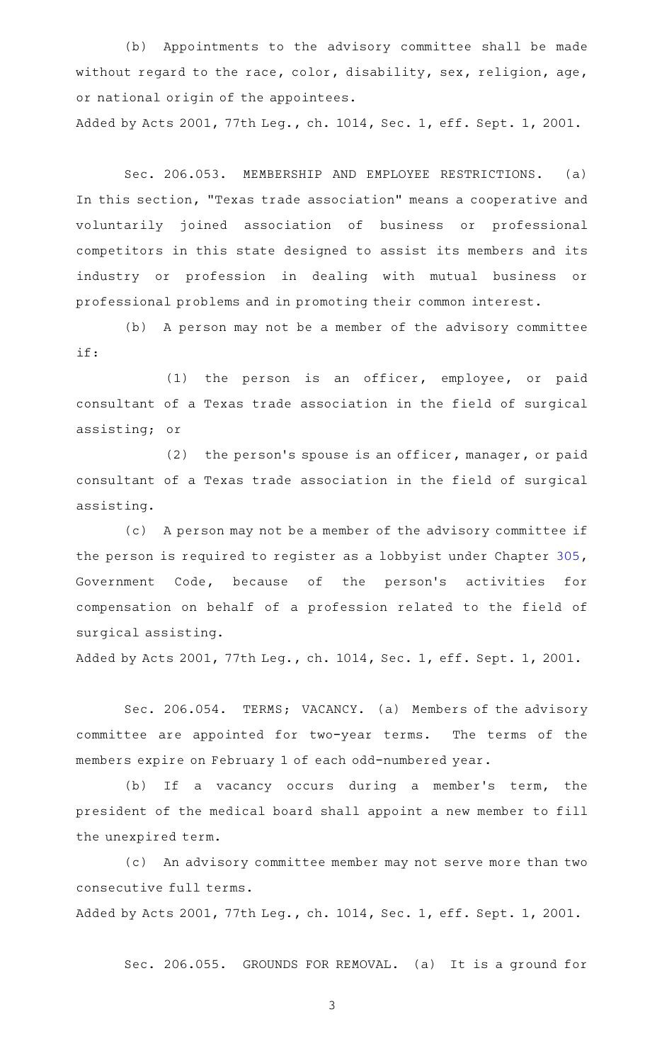(b) Appointments to the advisory committee shall be made without regard to the race, color, disability, sex, religion, age, or national origin of the appointees.

Added by Acts 2001, 77th Leg., ch. 1014, Sec. 1, eff. Sept. 1, 2001.

Sec. 206.053. MEMBERSHIP AND EMPLOYEE RESTRICTIONS. (a) In this section, "Texas trade association" means a cooperative and voluntarily joined association of business or professional competitors in this state designed to assist its members and its industry or profession in dealing with mutual business or professional problems and in promoting their common interest.

(b) A person may not be a member of the advisory committee if:

(1) the person is an officer, employee, or paid consultant of a Texas trade association in the field of surgical assisting; or

(2) the person's spouse is an officer, manager, or paid consultant of a Texas trade association in the field of surgical assisting.

(c) A person may not be a member of the advisory committee if the person is required to register as a lobbyist under Chapter 305, Government Code, because of the person's activities for compensation on behalf of a profession related to the field of surgical assisting.

Added by Acts 2001, 77th Leg., ch. 1014, Sec. 1, eff. Sept. 1, 2001.

Sec. 206.054. TERMS; VACANCY. (a) Members of the advisory committee are appointed for two-year terms. The terms of the members expire on February 1 of each odd-numbered year.

(b) If a vacancy occurs during a member's term, the president of the medical board shall appoint a new member to fill the unexpired term.

(c) An advisory committee member may not serve more than two consecutive full terms.

Added by Acts 2001, 77th Leg., ch. 1014, Sec. 1, eff. Sept. 1, 2001.

Sec. 206.055. GROUNDS FOR REMOVAL. (a) It is a ground for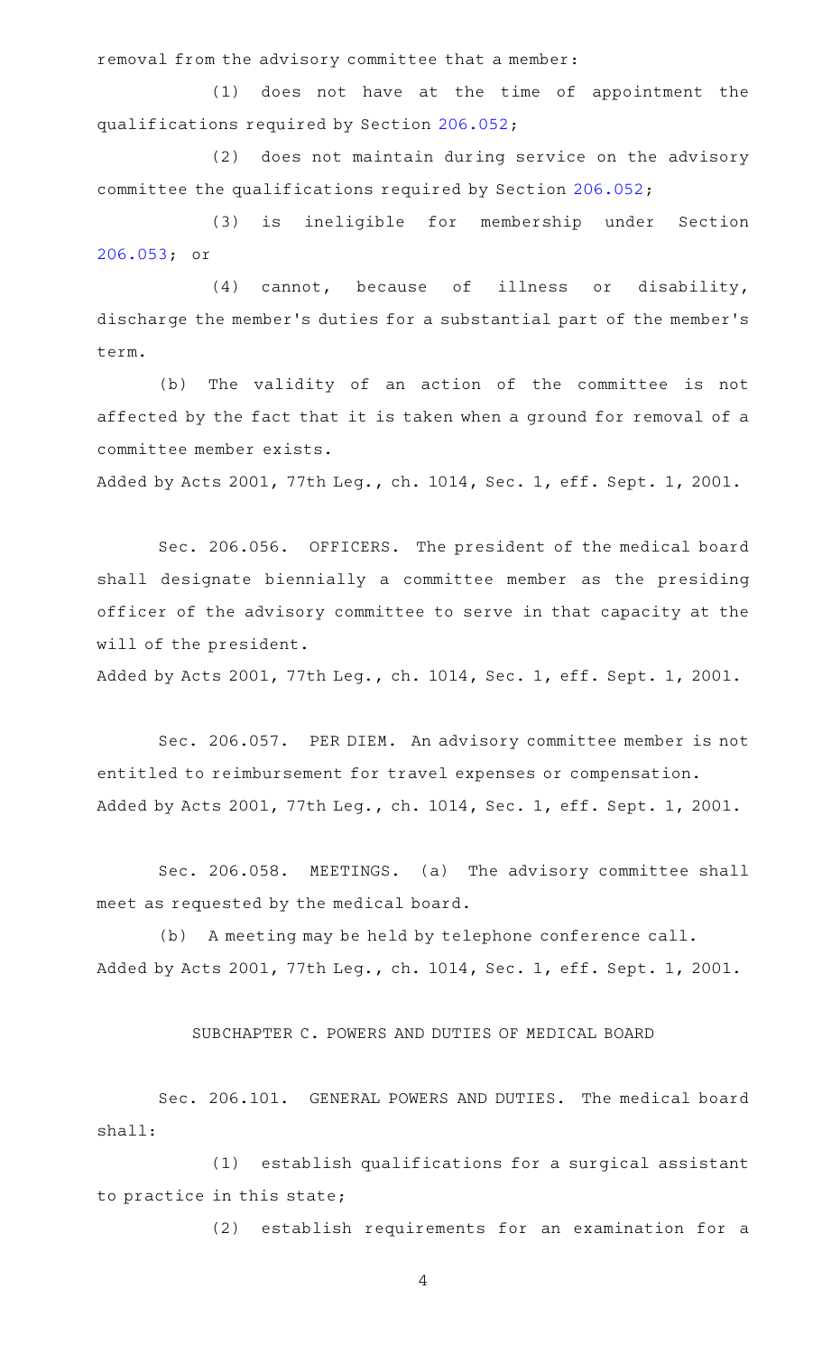removal from the advisory committee that a member:

(1) does not have at the time of appointment the qualifications required by Section 206.052;

(2) does not maintain during service on the advisory committee the qualifications required by Section 206.052;

(3) is ineligible for membership under Section 206.053; or

(4) cannot, because of illness or disability, discharge the member's duties for a substantial part of the member's term.

(b) The validity of an action of the committee is not affected by the fact that it is taken when a ground for removal of a committee member exists.

Added by Acts 2001, 77th Leg., ch. 1014, Sec. 1, eff. Sept. 1, 2001.

Sec. 206.056. OFFICERS. The president of the medical board shall designate biennially a committee member as the presiding officer of the advisory committee to serve in that capacity at the will of the president.

Added by Acts 2001, 77th Leg., ch. 1014, Sec. 1, eff. Sept. 1, 2001.

Sec. 206.057. PER DIEM. An advisory committee member is not entitled to reimbursement for travel expenses or compensation.

Added by Acts 2001, 77th Leg., ch. 1014, Sec. 1, eff. Sept. 1, 2001.

Sec. 206.058. MEETINGS. (a) The advisory committee shall meet as requested by the medical board.

(b) A meeting may be held by telephone conference call.

Added by Acts 2001, 77th Leg., ch. 1014, Sec. 1, eff. Sept. 1, 2001.

## SUBCHAPTER C. POWERS AND DUTIES OF MEDICAL BOARD

Sec. 206.101. GENERAL POWERS AND DUTIES. The medical board shall:

(1) establish qualifications for a surgical assistant to practice in this state;

(2) establish requirements for an examination for a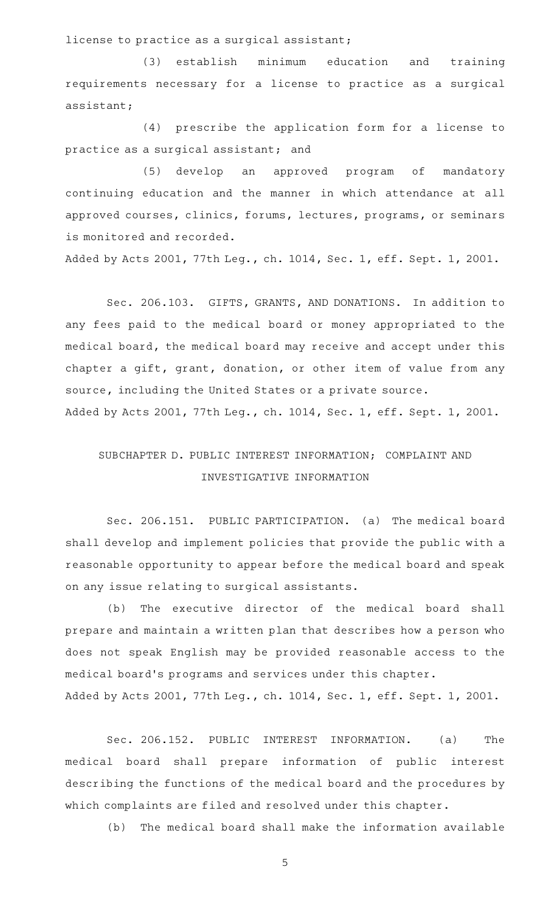license to practice as a surgical assistant;

(3) establish minimum education and training requirements necessary for a license to practice as a surgical assistant;

(4) prescribe the application form for a license to practice as a surgical assistant; and

(5) develop an approved program of mandatory continuing education and the manner in which attendance at all approved courses, clinics, forums, lectures, programs, or seminars is monitored and recorded.

Added by Acts 2001, 77th Leg., ch. 1014, Sec. 1, eff. Sept. 1, 2001.

Sec. 206.103. GIFTS, GRANTS, AND DONATIONS. In addition to any fees paid to the medical board or money appropriated to the medical board, the medical board may receive and accept under this chapter a gift, grant, donation, or other item of value from any source, including the United States or a private source.

Added by Acts 2001, 77th Leg., ch. 1014, Sec. 1, eff. Sept. 1, 2001.

## SUBCHAPTER D. PUBLIC INTEREST INFORMATION; COMPLAINT AND INVESTIGATIVE INFORMATION

Sec. 206.151. PUBLIC PARTICIPATION. (a) The medical board shall develop and implement policies that provide the public with a reasonable opportunity to appear before the medical board and speak on any issue relating to surgical assistants.

(b) The executive director of the medical board shall prepare and maintain a written plan that describes how a person who does not speak English may be provided reasonable access to the medical board's programs and services under this chapter.

Added by Acts 2001, 77th Leg., ch. 1014, Sec. 1, eff. Sept. 1, 2001.

Sec. 206.152. PUBLIC INTEREST INFORMATION. (a) The medical board shall prepare information of public interest describing the functions of the medical board and the procedures by which complaints are filed and resolved under this chapter.

(b) The medical board shall make the information available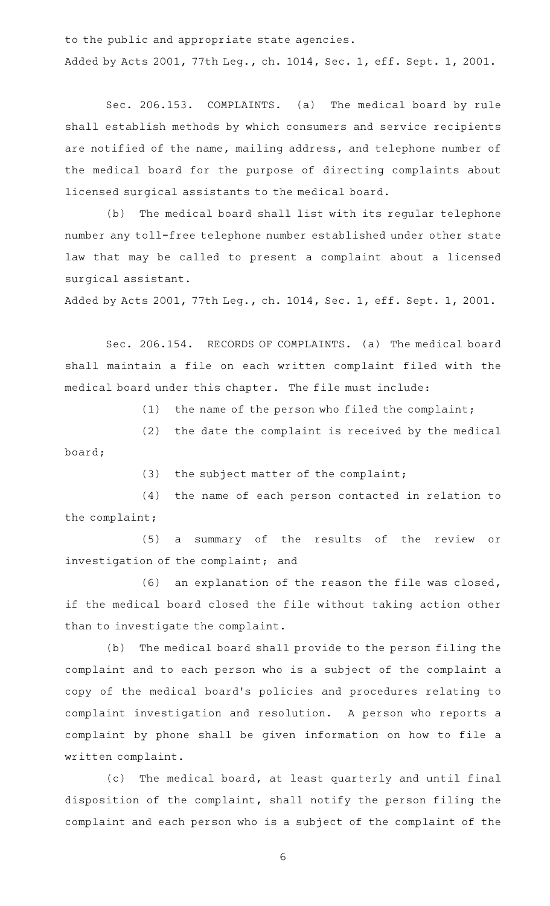to the public and appropriate state agencies.

Added by Acts 2001, 77th Leg., ch. 1014, Sec. 1, eff. Sept. 1, 2001.

Sec. 206.153. COMPLAINTS. (a) The medical board by rule shall establish methods by which consumers and service recipients are notified of the name, mailing address, and telephone number of the medical board for the purpose of directing complaints about licensed surgical assistants to the medical board.

(b) The medical board shall list with its regular telephone number any toll-free telephone number established under other state law that may be called to present a complaint about a licensed surgical assistant.

Added by Acts 2001, 77th Leg., ch. 1014, Sec. 1, eff. Sept. 1, 2001.

Sec. 206.154. RECORDS OF COMPLAINTS. (a) The medical board shall maintain a file on each written complaint filed with the medical board under this chapter. The file must include:

(1) the name of the person who filed the complaint;

(2) the date the complaint is received by the medical board;

(3) the subject matter of the complaint;

(4) the name of each person contacted in relation to the complaint;

(5) a summary of the results of the review or investigation of the complaint; and

(6) an explanation of the reason the file was closed, if the medical board closed the file without taking action other than to investigate the complaint.

(b) The medical board shall provide to the person filing the complaint and to each person who is a subject of the complaint a copy of the medical board's policies and procedures relating to complaint investigation and resolution. A person who reports a complaint by phone shall be given information on how to file a written complaint.

(c) The medical board, at least quarterly and until final disposition of the complaint, shall notify the person filing the complaint and each person who is a subject of the complaint of the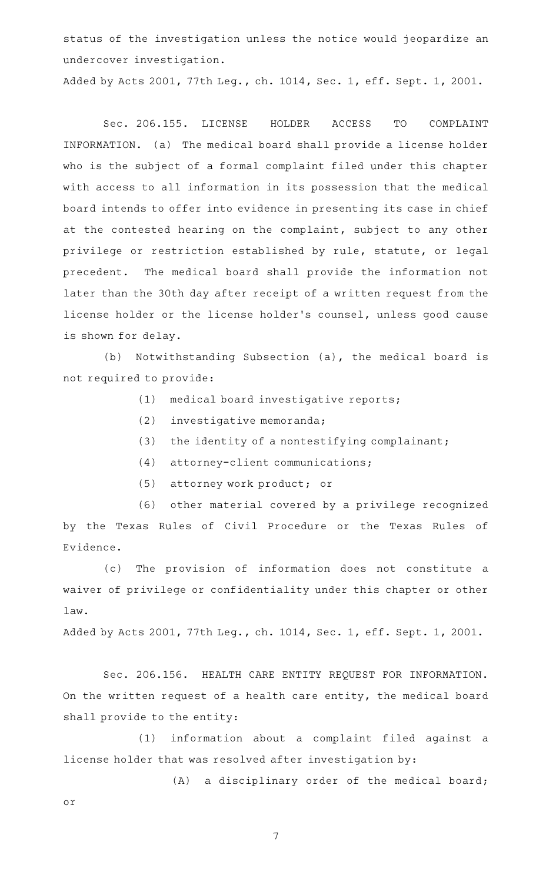status of the investigation unless the notice would jeopardize an undercover investigation.

Added by Acts 2001, 77th Leg., ch. 1014, Sec. 1, eff. Sept. 1, 2001.

Sec. 206.155. LICENSE HOLDER ACCESS TO COMPLAINT INFORMATION. (a) The medical board shall provide a license holder who is the subject of a formal complaint filed under this chapter with access to all information in its possession that the medical board intends to offer into evidence in presenting its case in chief at the contested hearing on the complaint, subject to any other privilege or restriction established by rule, statute, or legal precedent. The medical board shall provide the information not later than the 30th day after receipt of a written request from the license holder or the license holder's counsel, unless good cause is shown for delay.

(b) Notwithstanding Subsection (a), the medical board is not required to provide:

(1) medical board investigative reports;

(2) investigative memoranda;

(3) the identity of a nontestifying complainant;

(4) attorney-client communications;

(5) attorney work product; or

(6) other material covered by a privilege recognized by the Texas Rules of Civil Procedure or the Texas Rules of Evidence.

(c) The provision of information does not constitute a waiver of privilege or confidentiality under this chapter or other law.

Added by Acts 2001, 77th Leg., ch. 1014, Sec. 1, eff. Sept. 1, 2001.

Sec. 206.156. HEALTH CARE ENTITY REQUEST FOR INFORMATION. On the written request of a health care entity, the medical board shall provide to the entity:

(1) information about a complaint filed against a license holder that was resolved after investigation by:

(A) a disciplinary order of the medical board; or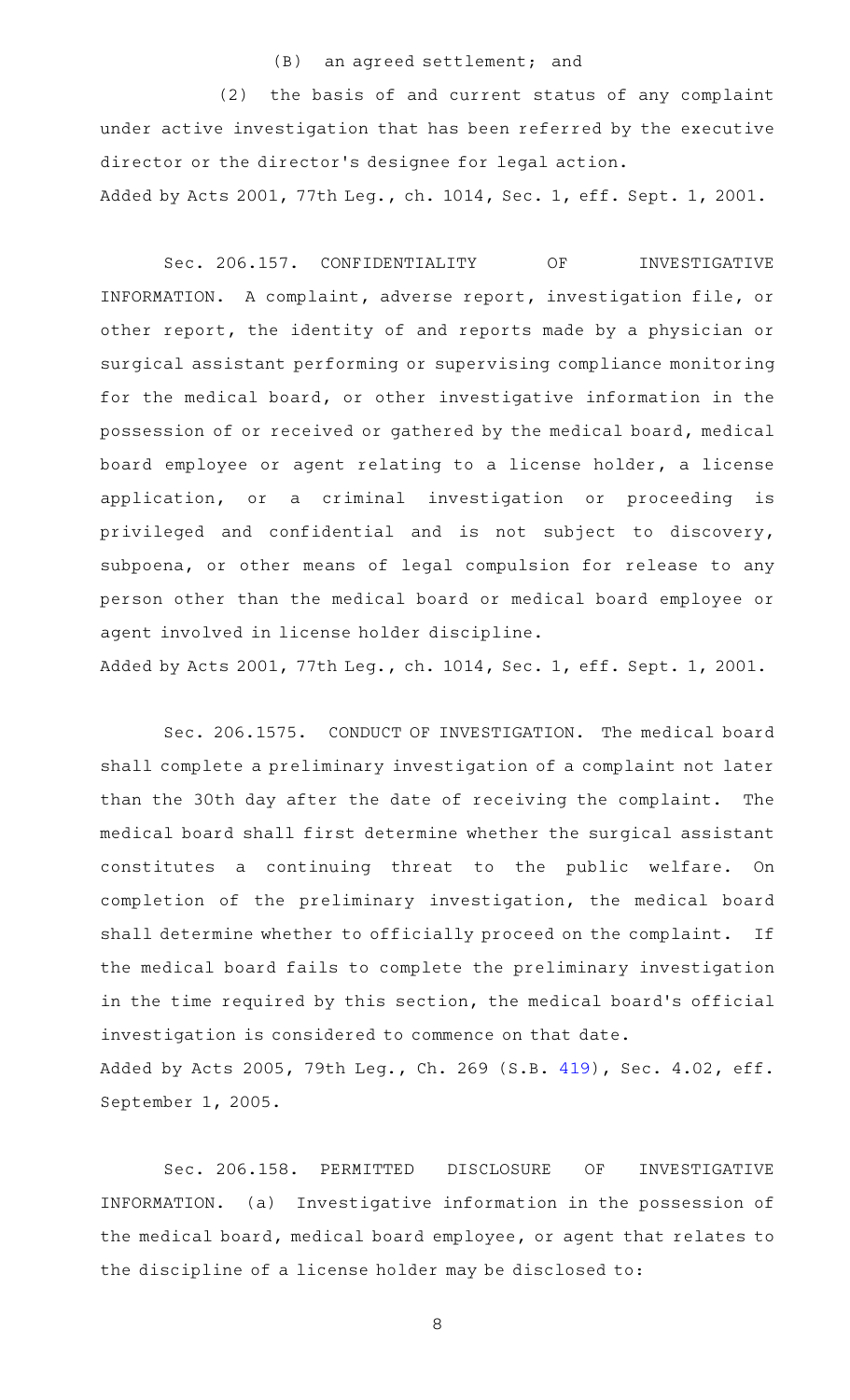(B) an agreed settlement; and

(2) the basis of and current status of any complaint under active investigation that has been referred by the executive director or the director's designee for legal action.

Added by Acts 2001, 77th Leg., ch. 1014, Sec. 1, eff. Sept. 1, 2001.

Sec. 206.157. CONFIDENTIALITY OF INVESTIGATIVE INFORMATION. A complaint, adverse report, investigation file, or other report, the identity of and reports made by a physician or surgical assistant performing or supervising compliance monitoring for the medical board, or other investigative information in the possession of or received or gathered by the medical board, medical board employee or agent relating to a license holder, a license application, or a criminal investigation or proceeding is privileged and confidential and is not subject to discovery, subpoena, or other means of legal compulsion for release to any person other than the medical board or medical board employee or agent involved in license holder discipline.

Added by Acts 2001, 77th Leg., ch. 1014, Sec. 1, eff. Sept. 1, 2001.

Sec. 206.1575. CONDUCT OF INVESTIGATION. The medical board shall complete a preliminary investigation of a complaint not later than the 30th day after the date of receiving the complaint. The medical board shall first determine whether the surgical assistant constitutes a continuing threat to the public welfare. On completion of the preliminary investigation, the medical board shall determine whether to officially proceed on the complaint. If the medical board fails to complete the preliminary investigation in the time required by this section, the medical board's official investigation is considered to commence on that date.

Added by Acts 2005, 79th Leg., Ch. 269 (S.B. 419), Sec. 4.02, eff. September 1, 2005.

Sec. 206.158. PERMITTED DISCLOSURE OF INVESTIGATIVE INFORMATION. (a) Investigative information in the possession of the medical board, medical board employee, or agent that relates to the discipline of a license holder may be disclosed to: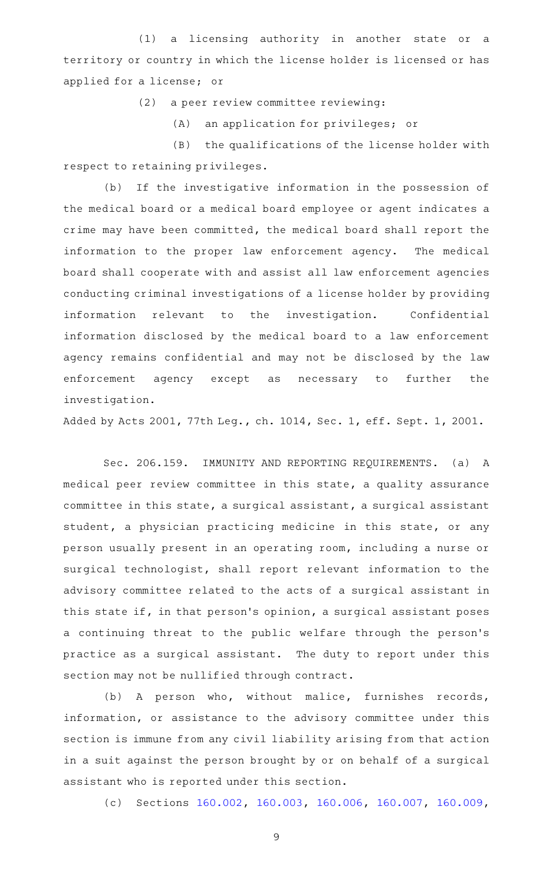(1) a licensing authority in another state or a territory or country in which the license holder is licensed or has applied for a license; or

(2) a peer review committee reviewing:

(A) an application for privileges; or

(B) the qualifications of the license holder with respect to retaining privileges.

(b) If the investigative information in the possession of the medical board or a medical board employee or agent indicates a crime may have been committed, the medical board shall report the information to the proper law enforcement agency. The medical board shall cooperate with and assist all law enforcement agencies conducting criminal investigations of a license holder by providing information relevant to the investigation. Confidential information disclosed by the medical board to a law enforcement agency remains confidential and may not be disclosed by the law enforcement agency except as necessary to further the investigation.

Added by Acts 2001, 77th Leg., ch. 1014, Sec. 1, eff. Sept. 1, 2001.

Sec. 206.159. IMMUNITY AND REPORTING REQUIREMENTS. (a) A medical peer review committee in this state, a quality assurance committee in this state, a surgical assistant, a surgical assistant student, a physician practicing medicine in this state, or any person usually present in an operating room, including a nurse or surgical technologist, shall report relevant information to the advisory committee related to the acts of a surgical assistant in this state if, in that person's opinion, a surgical assistant poses a continuing threat to the public welfare through the person's practice as a surgical assistant. The duty to report under this section may not be nullified through contract.

(b) A person who, without malice, furnishes records, information, or assistance to the advisory committee under this section is immune from any civil liability arising from that action in a suit against the person brought by or on behalf of a surgical assistant who is reported under this section.

(c) Sections 160.002, 160.003, 160.006, 160.007, 160.009,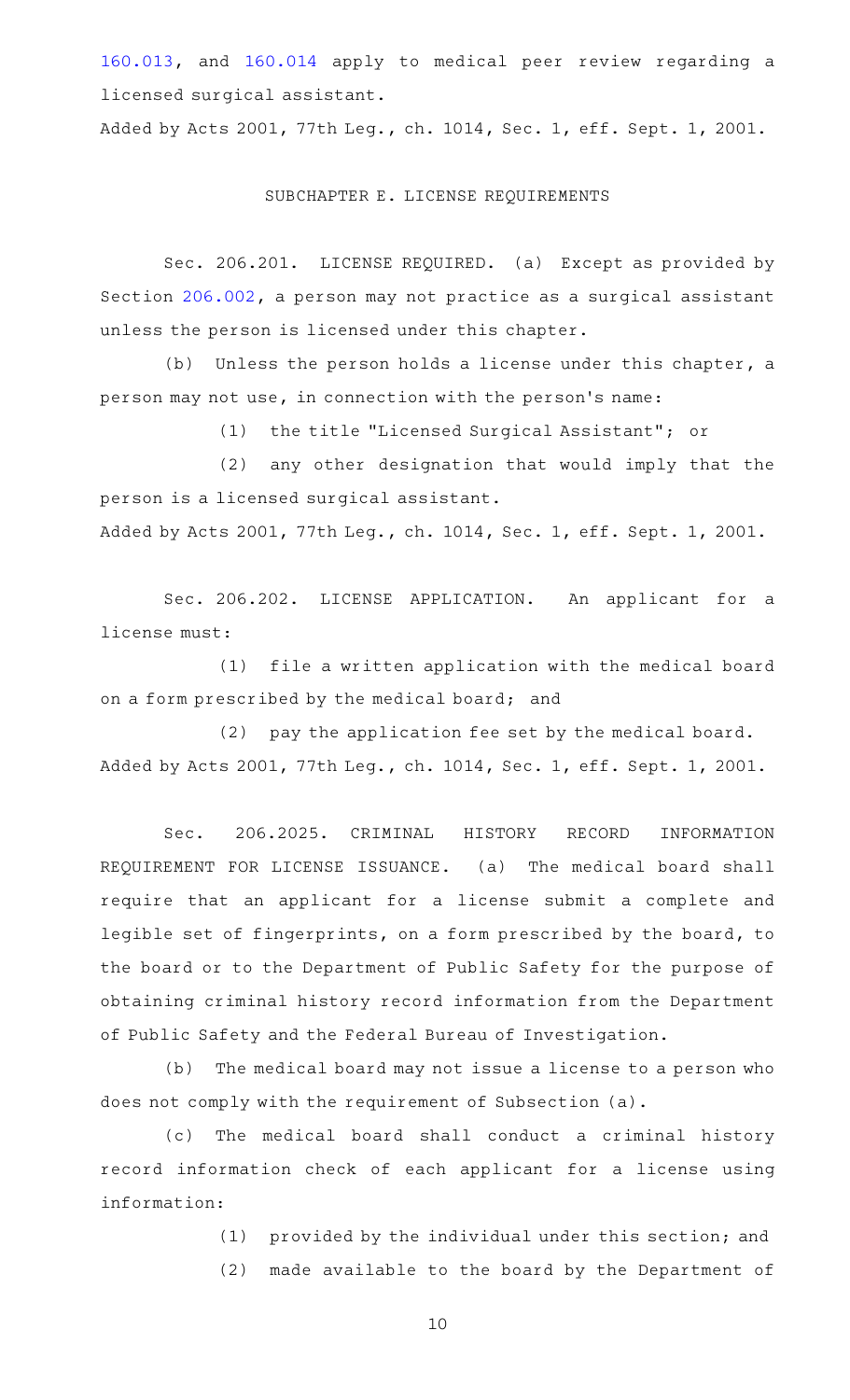160.013, and 160.014 apply to medical peer review regarding a licensed surgical assistant.

Added by Acts 2001, 77th Leg., ch. 1014, Sec. 1, eff. Sept. 1, 2001.

## SUBCHAPTER E. LICENSE REQUIREMENTS

Sec. 206.201. LICENSE REQUIRED. (a) Except as provided by Section 206.002, a person may not practice as a surgical assistant unless the person is licensed under this chapter.

(b) Unless the person holds a license under this chapter, a person may not use, in connection with the person's name:

(1) the title "Licensed Surgical Assistant"; or

(2) any other designation that would imply that the person is a licensed surgical assistant.

Added by Acts 2001, 77th Leg., ch. 1014, Sec. 1, eff. Sept. 1, 2001.

Sec. 206.202. LICENSE APPLICATION. An applicant for a license must:

(1) file a written application with the medical board on a form prescribed by the medical board; and

(2) pay the application fee set by the medical board.

Added by Acts 2001, 77th Leg., ch. 1014, Sec. 1, eff. Sept. 1, 2001.

Sec. 206.2025. CRIMINAL HISTORY RECORD INFORMATION REQUIREMENT FOR LICENSE ISSUANCE. (a) The medical board shall require that an applicant for a license submit a complete and legible set of fingerprints, on a form prescribed by the board, to the board or to the Department of Public Safety for the purpose of obtaining criminal history record information from the Department of Public Safety and the Federal Bureau of Investigation.

(b) The medical board may not issue a license to a person who does not comply with the requirement of Subsection (a).

(c) The medical board shall conduct a criminal history record information check of each applicant for a license using information:

(1) provided by the individual under this section; and

(2) made available to the board by the Department of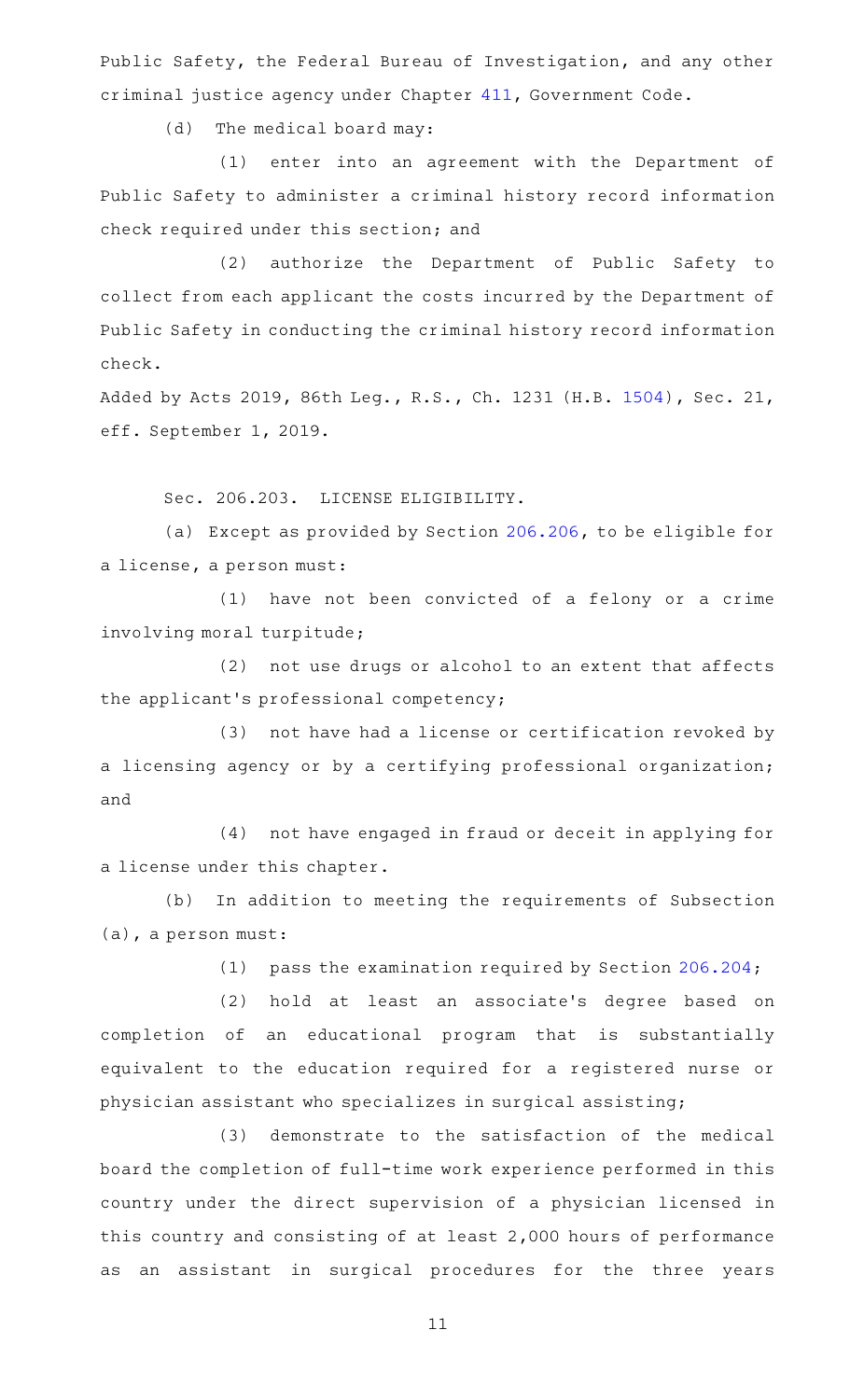Public Safety, the Federal Bureau of Investigation, and any other criminal justice agency under Chapter 411, Government Code.

(d) The medical board may:

(1) enter into an agreement with the Department of Public Safety to administer a criminal history record information check required under this section; and

(2) authorize the Department of Public Safety to collect from each applicant the costs incurred by the Department of Public Safety in conducting the criminal history record information check.

Added by Acts 2019, 86th Leg., R.S., Ch. 1231 (H.B. 1504), Sec. 21, eff. September 1, 2019.

Sec. 206.203. LICENSE ELIGIBILITY.

(a) Except as provided by Section 206.206, to be eligible for a license, a person must:

(1) have not been convicted of a felony or a crime involving moral turpitude;

(2) not use drugs or alcohol to an extent that affects the applicant's professional competency;

(3) not have had a license or certification revoked by a licensing agency or by a certifying professional organization; and

(4) not have engaged in fraud or deceit in applying for a license under this chapter.

(b) In addition to meeting the requirements of Subsection (a), a person must:

(1) pass the examination required by Section 206.204;

(2) hold at least an associate's degree based on completion of an educational program that is substantially equivalent to the education required for a registered nurse or physician assistant who specializes in surgical assisting;

(3) demonstrate to the satisfaction of the medical board the completion of full-time work experience performed in this country under the direct supervision of a physician licensed in this country and consisting of at least 2,000 hours of performance as an assistant in surgical procedures for the three years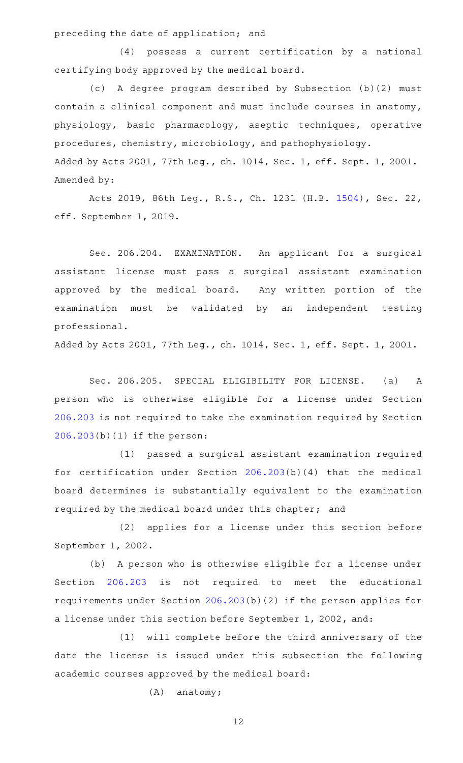preceding the date of application; and

(4) possess a current certification by a national certifying body approved by the medical board.

(c) A degree program described by Subsection (b)(2) must contain a clinical component and must include courses in anatomy, physiology, basic pharmacology, aseptic techniques, operative procedures, chemistry, microbiology, and pathophysiology.

Added by Acts 2001, 77th Leg., ch. 1014, Sec. 1, eff. Sept. 1, 2001.
Amended by:

Acts 2019, 86th Leg., R.S., Ch. 1231 (H.B. 1504), Sec. 22, eff. September 1, 2019.

Sec. 206.204. EXAMINATION. An applicant for a surgical assistant license must pass a surgical assistant examination approved by the medical board. Any written portion of the examination must be validated by an independent testing professional.

Added by Acts 2001, 77th Leg., ch. 1014, Sec. 1, eff. Sept. 1, 2001.

Sec. 206.205. SPECIAL ELIGIBILITY FOR LICENSE. (a) A person who is otherwise eligible for a license under Section 206.203 is not required to take the examination required by Section 206.203(b)(1) if the person:

(1) passed a surgical assistant examination required for certification under Section 206.203(b)(4) that the medical board determines is substantially equivalent to the examination required by the medical board under this chapter; and

(2) applies for a license under this section before September 1, 2002.

(b) A person who is otherwise eligible for a license under Section 206.203 is not required to meet the educational requirements under Section 206.203(b)(2) if the person applies for a license under this section before September 1, 2002, and:

(1) will complete before the third anniversary of the date the license is issued under this subsection the following academic courses approved by the medical board:

(A) anatomy;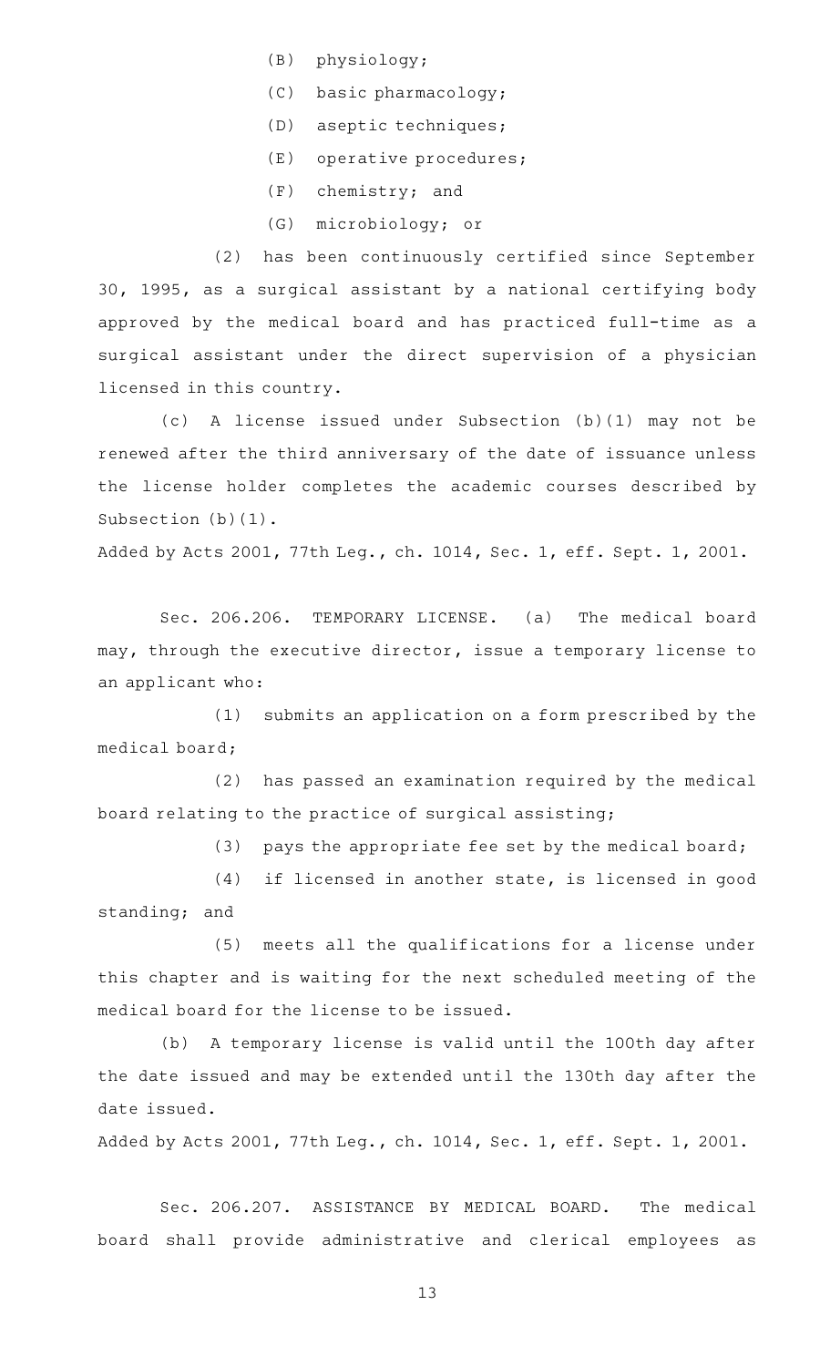(B) physiology;

(C) basic pharmacology;

(D) aseptic techniques;

(E) operative procedures;

(F) chemistry; and

(G) microbiology; or

(2) has been continuously certified since September 30, 1995, as a surgical assistant by a national certifying body approved by the medical board and has practiced full-time as a surgical assistant under the direct supervision of a physician licensed in this country.

(c) A license issued under Subsection (b)(1) may not be renewed after the third anniversary of the date of issuance unless the license holder completes the academic courses described by Subsection (b)(1).

Added by Acts 2001, 77th Leg., ch. 1014, Sec. 1, eff. Sept. 1, 2001.

Sec. 206.206. TEMPORARY LICENSE. (a) The medical board may, through the executive director, issue a temporary license to an applicant who:

(1) submits an application on a form prescribed by the medical board;

(2) has passed an examination required by the medical board relating to the practice of surgical assisting;

(3) pays the appropriate fee set by the medical board;

(4) if licensed in another state, is licensed in good standing; and

(5) meets all the qualifications for a license under this chapter and is waiting for the next scheduled meeting of the medical board for the license to be issued.

(b) A temporary license is valid until the 100th day after the date issued and may be extended until the 130th day after the date issued.

Added by Acts 2001, 77th Leg., ch. 1014, Sec. 1, eff. Sept. 1, 2001.

Sec. 206.207. ASSISTANCE BY MEDICAL BOARD. The medical board shall provide administrative and clerical employees as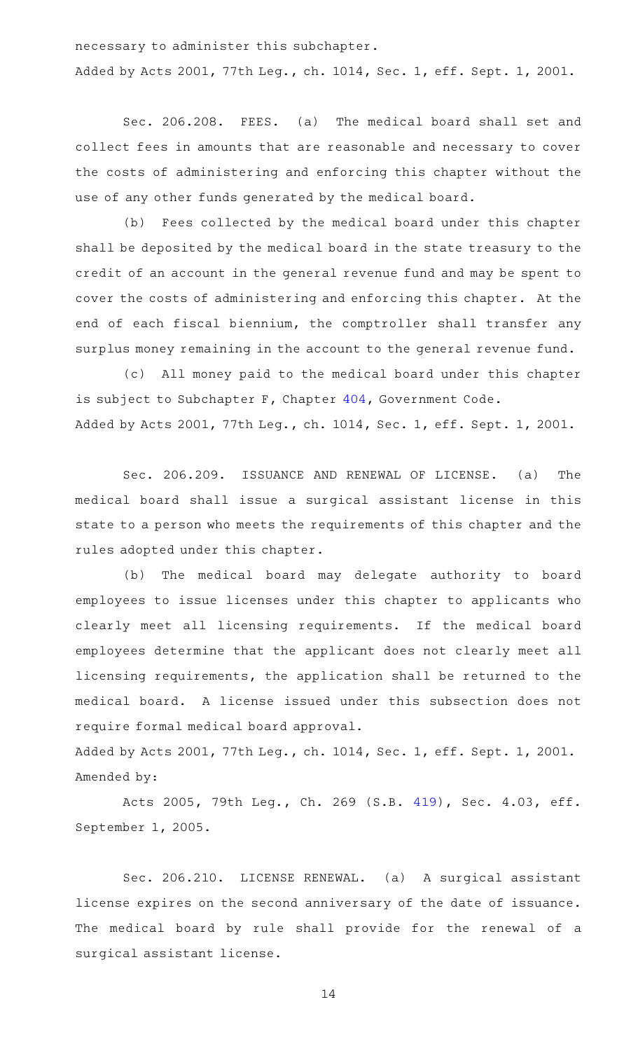necessary to administer this subchapter.
Added by Acts 2001, 77th Leg., ch. 1014, Sec. 1, eff. Sept. 1, 2001.

Sec. 206.208. FEES. (a) The medical board shall set and collect fees in amounts that are reasonable and necessary to cover the costs of administering and enforcing this chapter without the use of any other funds generated by the medical board.

(b) Fees collected by the medical board under this chapter shall be deposited by the medical board in the state treasury to the credit of an account in the general revenue fund and may be spent to cover the costs of administering and enforcing this chapter. At the end of each fiscal biennium, the comptroller shall transfer any surplus money remaining in the account to the general revenue fund.

(c) All money paid to the medical board under this chapter is subject to Subchapter F, Chapter 404, Government Code.
Added by Acts 2001, 77th Leg., ch. 1014, Sec. 1, eff. Sept. 1, 2001.

Sec. 206.209. ISSUANCE AND RENEWAL OF LICENSE. (a) The medical board shall issue a surgical assistant license in this state to a person who meets the requirements of this chapter and the rules adopted under this chapter.

(b) The medical board may delegate authority to board employees to issue licenses under this chapter to applicants who clearly meet all licensing requirements. If the medical board employees determine that the applicant does not clearly meet all licensing requirements, the application shall be returned to the medical board. A license issued under this subsection does not require formal medical board approval.
Added by Acts 2001, 77th Leg., ch. 1014, Sec. 1, eff. Sept. 1, 2001.
Amended by:

Acts 2005, 79th Leg., Ch. 269 (S.B. 419), Sec. 4.03, eff. September 1, 2005.

Sec. 206.210. LICENSE RENEWAL. (a) A surgical assistant license expires on the second anniversary of the date of issuance. The medical board by rule shall provide for the renewal of a surgical assistant license.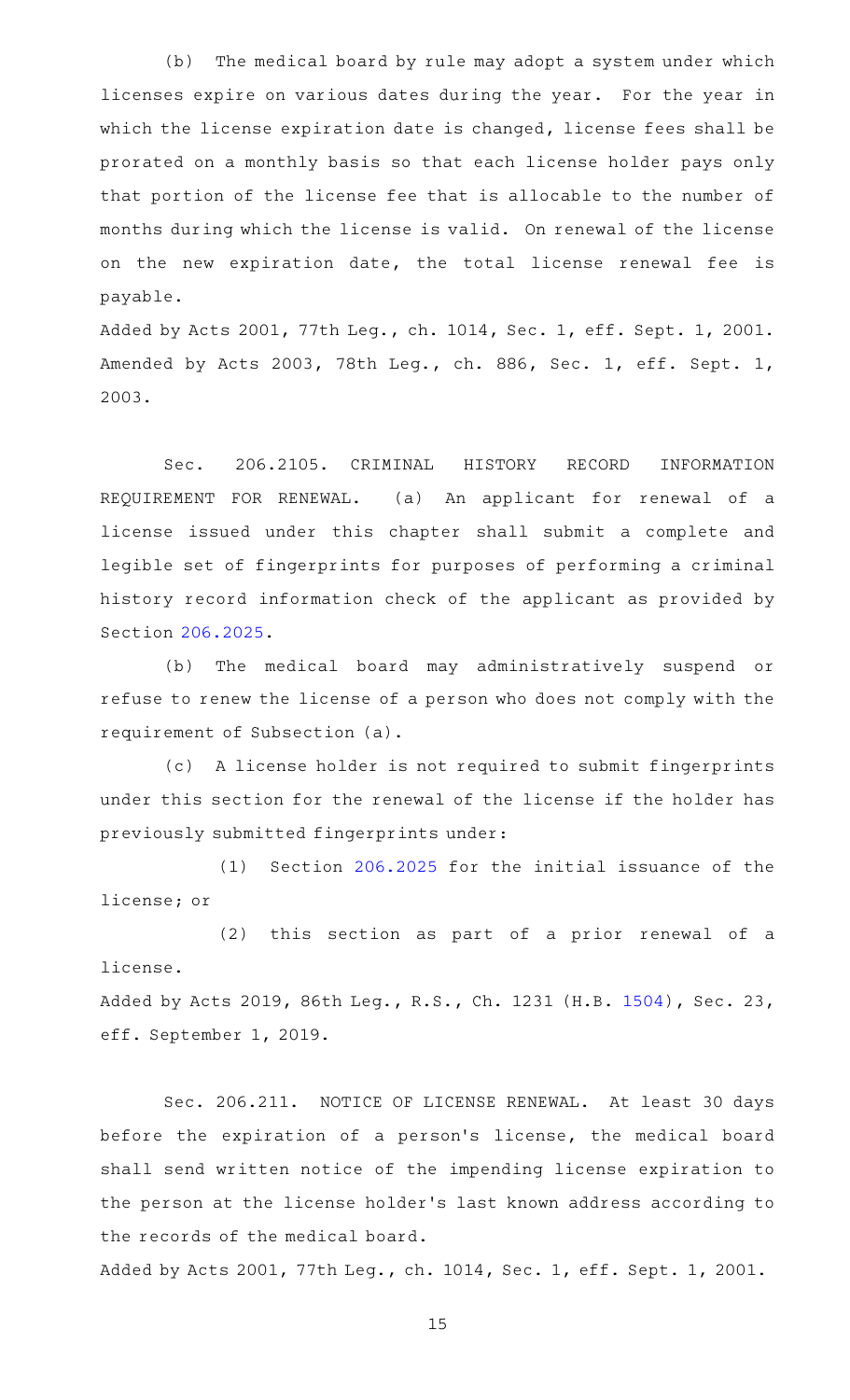(b) The medical board by rule may adopt a system under which licenses expire on various dates during the year. For the year in which the license expiration date is changed, license fees shall be prorated on a monthly basis so that each license holder pays only that portion of the license fee that is allocable to the number of months during which the license is valid. On renewal of the license on the new expiration date, the total license renewal fee is payable.

Added by Acts 2001, 77th Leg., ch. 1014, Sec. 1, eff. Sept. 1, 2001.
Amended by Acts 2003, 78th Leg., ch. 886, Sec. 1, eff. Sept. 1, 2003.

Sec. 206.2105. CRIMINAL HISTORY RECORD INFORMATION REQUIREMENT FOR RENEWAL. (a) An applicant for renewal of a license issued under this chapter shall submit a complete and legible set of fingerprints for purposes of performing a criminal history record information check of the applicant as provided by Section 206.2025.

(b) The medical board may administratively suspend or refuse to renew the license of a person who does not comply with the requirement of Subsection (a).

(c) A license holder is not required to submit fingerprints under this section for the renewal of the license if the holder has previously submitted fingerprints under:

(1) Section 206.2025 for the initial issuance of the license; or

(2) this section as part of a prior renewal of a license.

Added by Acts 2019, 86th Leg., R.S., Ch. 1231 (H.B. 1504), Sec. 23, eff. September 1, 2019.

Sec. 206.211. NOTICE OF LICENSE RENEWAL. At least 30 days before the expiration of a person's license, the medical board shall send written notice of the impending license expiration to the person at the license holder's last known address according to the records of the medical board.

Added by Acts 2001, 77th Leg., ch. 1014, Sec. 1, eff. Sept. 1, 2001.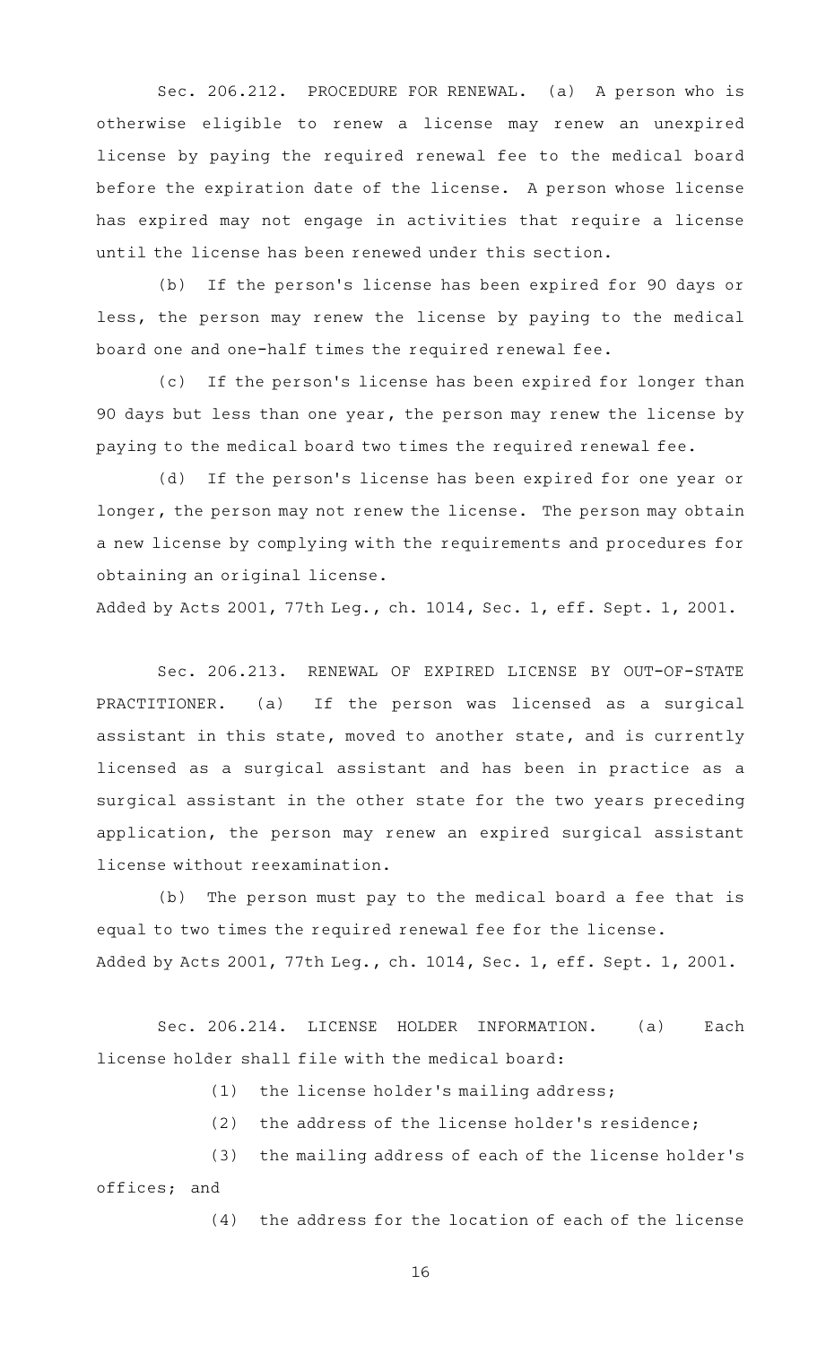Sec. 206.212. PROCEDURE FOR RENEWAL. (a) A person who is otherwise eligible to renew a license may renew an unexpired license by paying the required renewal fee to the medical board before the expiration date of the license. A person whose license has expired may not engage in activities that require a license until the license has been renewed under this section.

(b) If the person's license has been expired for 90 days or less, the person may renew the license by paying to the medical board one and one-half times the required renewal fee.

(c) If the person's license has been expired for longer than 90 days but less than one year, the person may renew the license by paying to the medical board two times the required renewal fee.

(d) If the person's license has been expired for one year or longer, the person may not renew the license. The person may obtain a new license by complying with the requirements and procedures for obtaining an original license.

Added by Acts 2001, 77th Leg., ch. 1014, Sec. 1, eff. Sept. 1, 2001.

Sec. 206.213. RENEWAL OF EXPIRED LICENSE BY OUT-OF-STATE PRACTITIONER. (a) If the person was licensed as a surgical assistant in this state, moved to another state, and is currently licensed as a surgical assistant and has been in practice as a surgical assistant in the other state for the two years preceding application, the person may renew an expired surgical assistant license without reexamination.

(b) The person must pay to the medical board a fee that is equal to two times the required renewal fee for the license.

Added by Acts 2001, 77th Leg., ch. 1014, Sec. 1, eff. Sept. 1, 2001.

Sec. 206.214. LICENSE HOLDER INFORMATION. (a) Each license holder shall file with the medical board:

(1) the license holder's mailing address;

(2) the address of the license holder's residence;

(3) the mailing address of each of the license holder's offices; and

(4) the address for the location of each of the license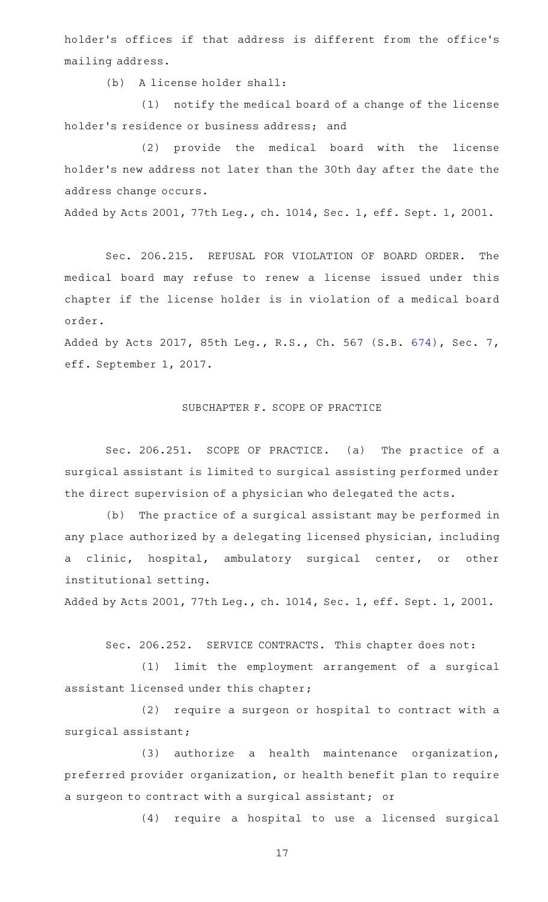holder's offices if that address is different from the office's mailing address.

(b) A license holder shall:

(1) notify the medical board of a change of the license holder's residence or business address; and

(2) provide the medical board with the license holder's new address not later than the 30th day after the date the address change occurs.

Added by Acts 2001, 77th Leg., ch. 1014, Sec. 1, eff. Sept. 1, 2001.

Sec. 206.215. REFUSAL FOR VIOLATION OF BOARD ORDER. The medical board may refuse to renew a license issued under this chapter if the license holder is in violation of a medical board order.

Added by Acts 2017, 85th Leg., R.S., Ch. 567 (S.B. 674), Sec. 7, eff. September 1, 2017.

## SUBCHAPTER F. SCOPE OF PRACTICE

Sec. 206.251. SCOPE OF PRACTICE. (a) The practice of a surgical assistant is limited to surgical assisting performed under the direct supervision of a physician who delegated the acts.

(b) The practice of a surgical assistant may be performed in any place authorized by a delegating licensed physician, including a clinic, hospital, ambulatory surgical center, or other institutional setting.

Added by Acts 2001, 77th Leg., ch. 1014, Sec. 1, eff. Sept. 1, 2001.

Sec. 206.252. SERVICE CONTRACTS. This chapter does not:

(1) limit the employment arrangement of a surgical assistant licensed under this chapter;

(2) require a surgeon or hospital to contract with a surgical assistant;

(3) authorize a health maintenance organization, preferred provider organization, or health benefit plan to require a surgeon to contract with a surgical assistant; or

(4) require a hospital to use a licensed surgical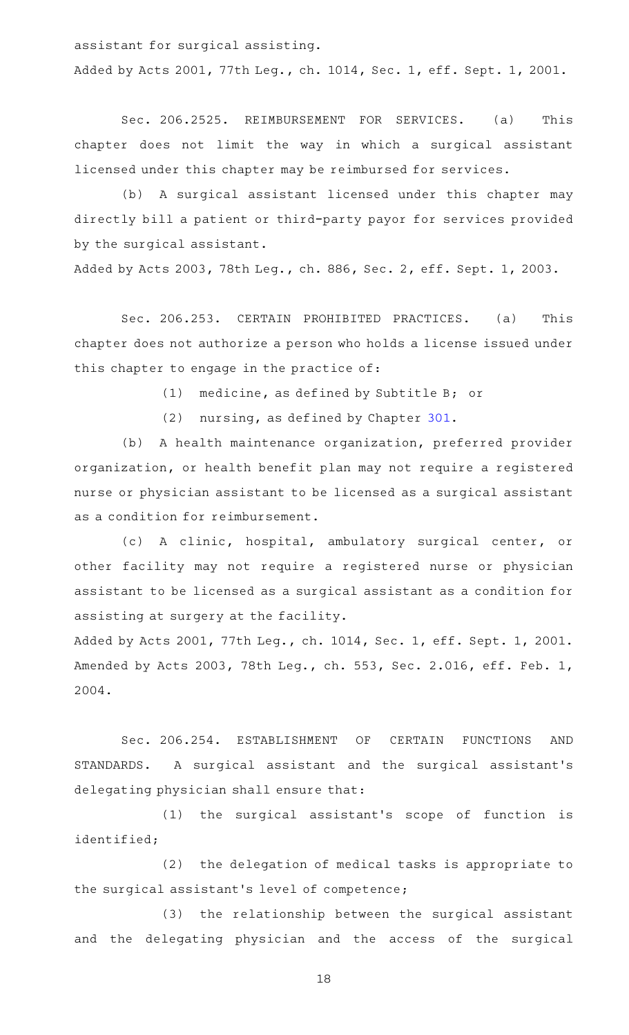assistant for surgical assisting.

Added by Acts 2001, 77th Leg., ch. 1014, Sec. 1, eff. Sept. 1, 2001.

Sec. 206.2525. REIMBURSEMENT FOR SERVICES. (a) This chapter does not limit the way in which a surgical assistant licensed under this chapter may be reimbursed for services.

(b) A surgical assistant licensed under this chapter may directly bill a patient or third-party payor for services provided by the surgical assistant.

Added by Acts 2003, 78th Leg., ch. 886, Sec. 2, eff. Sept. 1, 2003.

Sec. 206.253. CERTAIN PROHIBITED PRACTICES. (a) This chapter does not authorize a person who holds a license issued under this chapter to engage in the practice of:

(1) medicine, as defined by Subtitle B; or

(2) nursing, as defined by Chapter 301.

(b) A health maintenance organization, preferred provider organization, or health benefit plan may not require a registered nurse or physician assistant to be licensed as a surgical assistant as a condition for reimbursement.

(c) A clinic, hospital, ambulatory surgical center, or other facility may not require a registered nurse or physician assistant to be licensed as a surgical assistant as a condition for assisting at surgery at the facility.

Added by Acts 2001, 77th Leg., ch. 1014, Sec. 1, eff. Sept. 1, 2001.
Amended by Acts 2003, 78th Leg., ch. 553, Sec. 2.016, eff. Feb. 1, 2004.

Sec. 206.254. ESTABLISHMENT OF CERTAIN FUNCTIONS AND STANDARDS. A surgical assistant and the surgical assistant's delegating physician shall ensure that:

(1) the surgical assistant's scope of function is identified;

(2) the delegation of medical tasks is appropriate to the surgical assistant's level of competence;

(3) the relationship between the surgical assistant and the delegating physician and the access of the surgical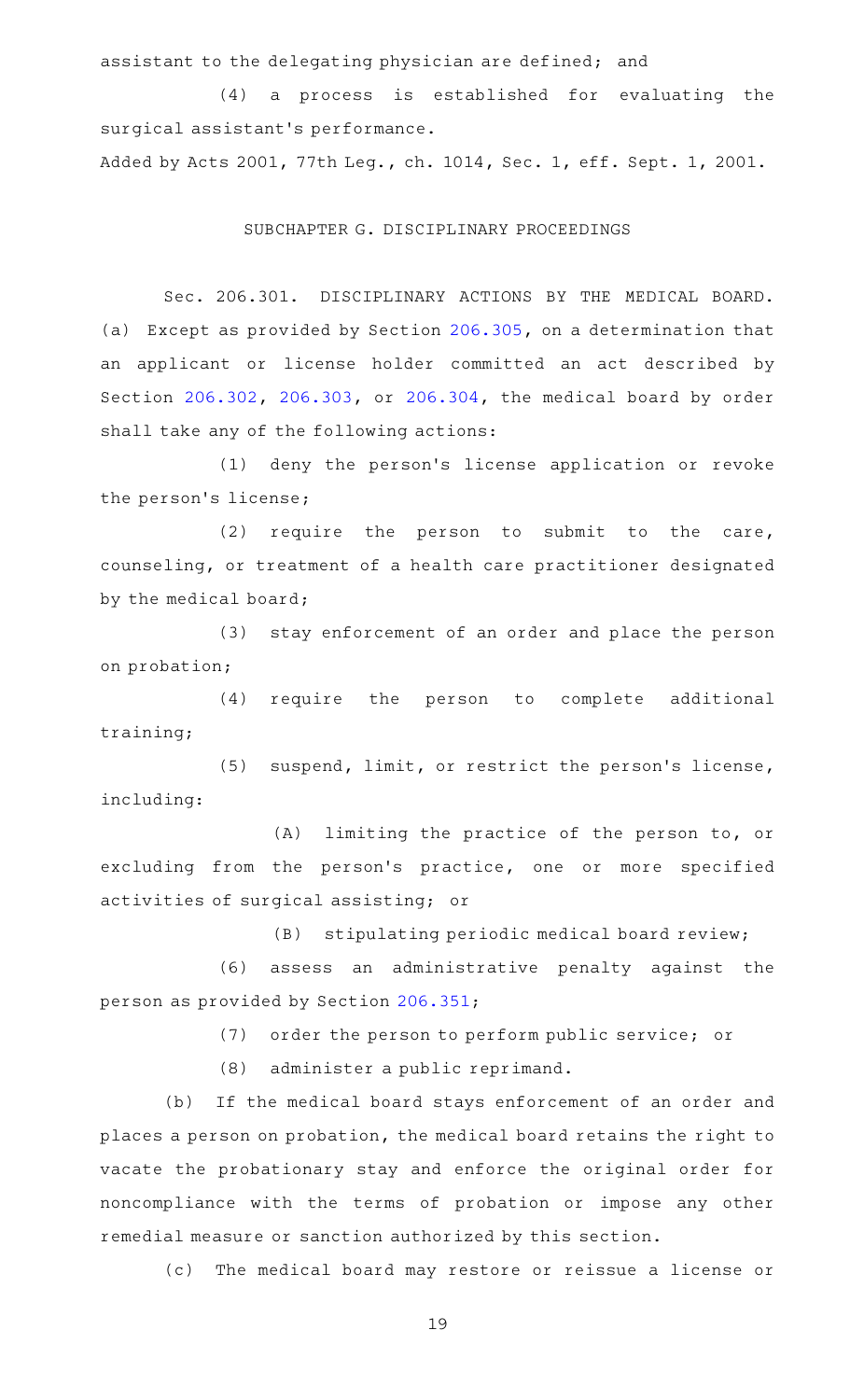assistant to the delegating physician are defined; and

(4) a process is established for evaluating the surgical assistant's performance.

Added by Acts 2001, 77th Leg., ch. 1014, Sec. 1, eff. Sept. 1, 2001.

## SUBCHAPTER G. DISCIPLINARY PROCEEDINGS

Sec. 206.301. DISCIPLINARY ACTIONS BY THE MEDICAL BOARD. (a) Except as provided by Section 206.305, on a determination that an applicant or license holder committed an act described by Section 206.302, 206.303, or 206.304, the medical board by order shall take any of the following actions:

(1) deny the person's license application or revoke the person's license;

(2) require the person to submit to the care, counseling, or treatment of a health care practitioner designated by the medical board;

(3) stay enforcement of an order and place the person on probation;

(4) require the person to complete additional training;

(5) suspend, limit, or restrict the person's license, including:

(A) limiting the practice of the person to, or excluding from the person's practice, one or more specified activities of surgical assisting; or

(B) stipulating periodic medical board review;

(6) assess an administrative penalty against the person as provided by Section 206.351;

(7) order the person to perform public service; or

(8) administer a public reprimand.

(b) If the medical board stays enforcement of an order and places a person on probation, the medical board retains the right to vacate the probationary stay and enforce the original order for noncompliance with the terms of probation or impose any other remedial measure or sanction authorized by this section.

(c) The medical board may restore or reissue a license or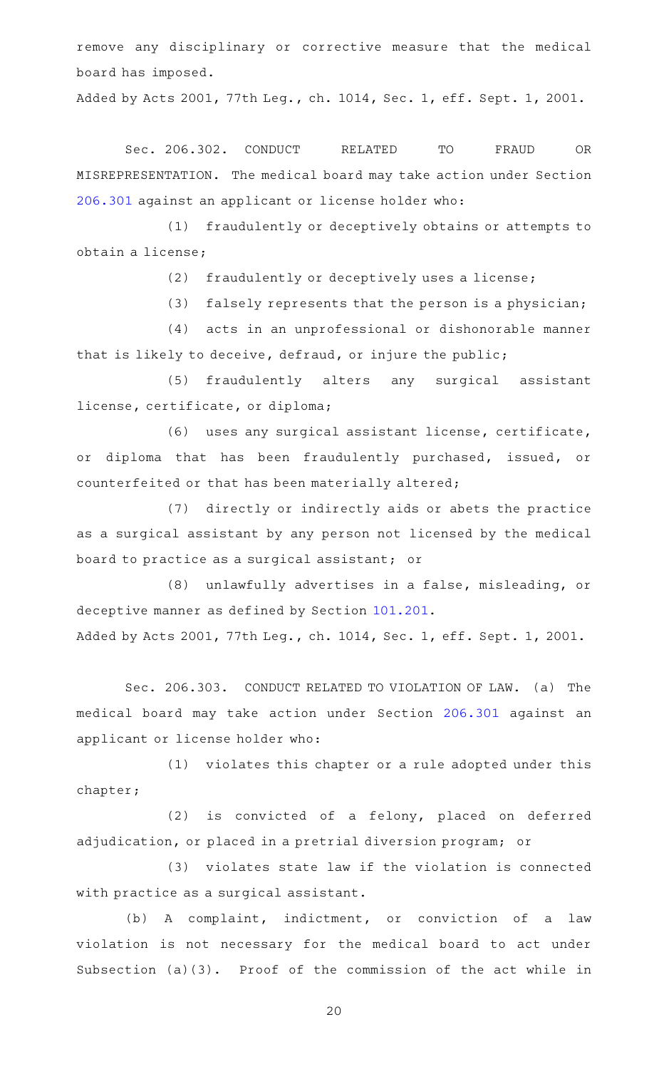remove any disciplinary or corrective measure that the medical board has imposed.

Added by Acts 2001, 77th Leg., ch. 1014, Sec. 1, eff. Sept. 1, 2001.

Sec. 206.302. CONDUCT RELATED TO FRAUD OR MISREPRESENTATION. The medical board may take action under Section 206.301 against an applicant or license holder who:

(1) fraudulently or deceptively obtains or attempts to obtain a license;

(2) fraudulently or deceptively uses a license;

(3) falsely represents that the person is a physician;

(4) acts in an unprofessional or dishonorable manner that is likely to deceive, defraud, or injure the public;

(5) fraudulently alters any surgical assistant license, certificate, or diploma;

(6) uses any surgical assistant license, certificate, or diploma that has been fraudulently purchased, issued, or counterfeited or that has been materially altered;

(7) directly or indirectly aids or abets the practice as a surgical assistant by any person not licensed by the medical board to practice as a surgical assistant; or

(8) unlawfully advertises in a false, misleading, or deceptive manner as defined by Section 101.201.

Added by Acts 2001, 77th Leg., ch. 1014, Sec. 1, eff. Sept. 1, 2001.

Sec. 206.303. CONDUCT RELATED TO VIOLATION OF LAW. (a) The medical board may take action under Section 206.301 against an applicant or license holder who:

(1) violates this chapter or a rule adopted under this chapter;

(2) is convicted of a felony, placed on deferred adjudication, or placed in a pretrial diversion program; or

(3) violates state law if the violation is connected with practice as a surgical assistant.

(b) A complaint, indictment, or conviction of a law violation is not necessary for the medical board to act under Subsection (a)(3). Proof of the commission of the act while in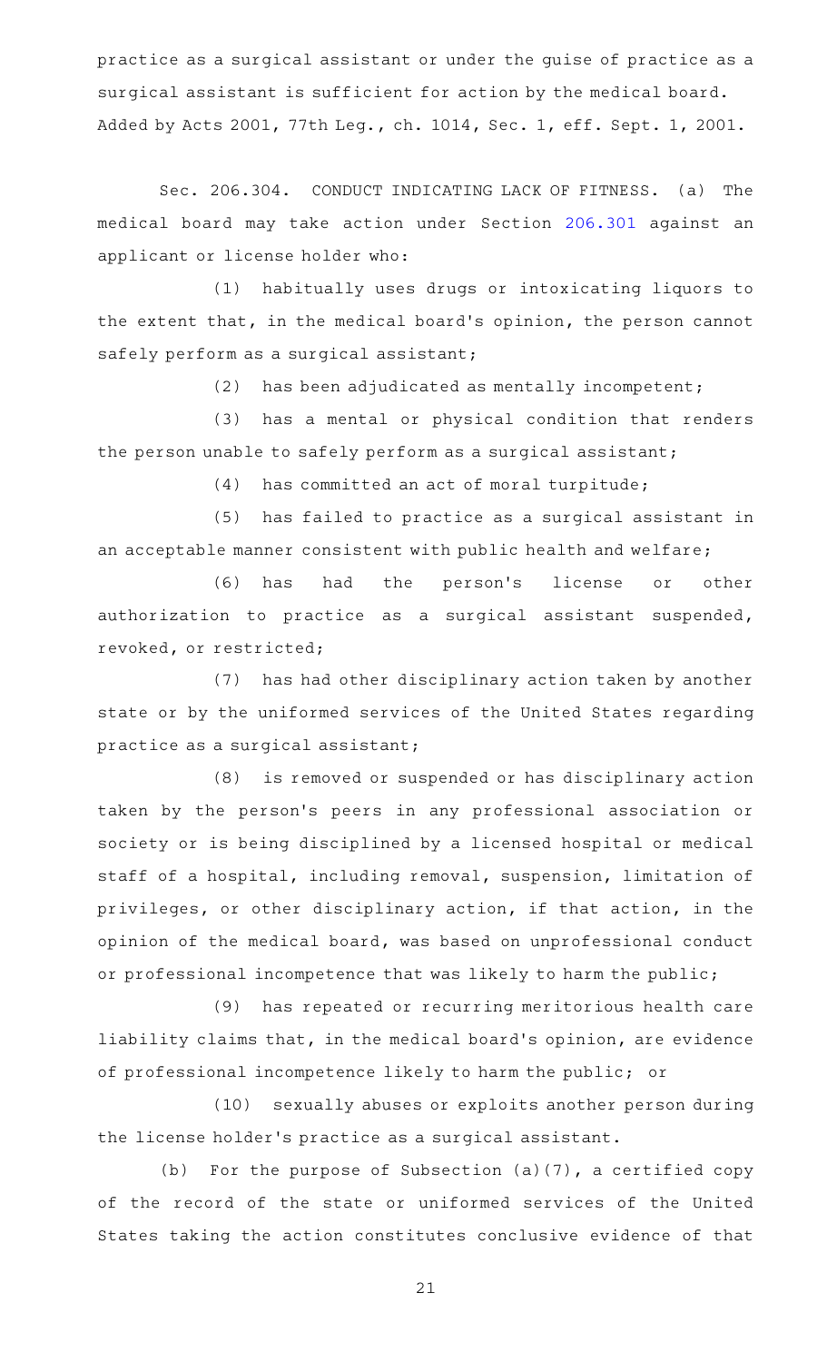practice as a surgical assistant or under the guise of practice as a surgical assistant is sufficient for action by the medical board.

Added by Acts 2001, 77th Leg., ch. 1014, Sec. 1, eff. Sept. 1, 2001.

Sec. 206.304. CONDUCT INDICATING LACK OF FITNESS. (a) The medical board may take action under Section 206.301 against an applicant or license holder who:

(1) habitually uses drugs or intoxicating liquors to the extent that, in the medical board's opinion, the person cannot safely perform as a surgical assistant;

(2) has been adjudicated as mentally incompetent;

(3) has a mental or physical condition that renders the person unable to safely perform as a surgical assistant;

(4) has committed an act of moral turpitude;

(5) has failed to practice as a surgical assistant in an acceptable manner consistent with public health and welfare;

(6) has had the person's license or other authorization to practice as a surgical assistant suspended, revoked, or restricted;

(7) has had other disciplinary action taken by another state or by the uniformed services of the United States regarding practice as a surgical assistant;

(8) is removed or suspended or has disciplinary action taken by the person's peers in any professional association or society or is being disciplined by a licensed hospital or medical staff of a hospital, including removal, suspension, limitation of privileges, or other disciplinary action, if that action, in the opinion of the medical board, was based on unprofessional conduct or professional incompetence that was likely to harm the public;

(9) has repeated or recurring meritorious health care liability claims that, in the medical board's opinion, are evidence of professional incompetence likely to harm the public; or

(10) sexually abuses or exploits another person during the license holder's practice as a surgical assistant.

(b) For the purpose of Subsection (a)(7), a certified copy of the record of the state or uniformed services of the United States taking the action constitutes conclusive evidence of that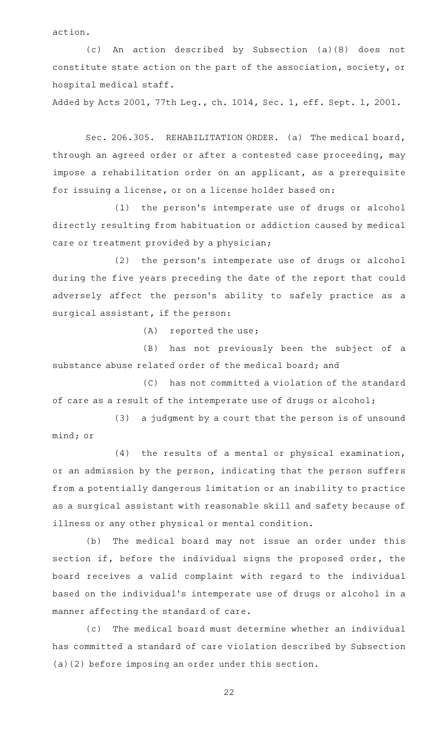action.

(c) An action described by Subsection (a)(8) does not constitute state action on the part of the association, society, or hospital medical staff.

Added by Acts 2001, 77th Leg., ch. 1014, Sec. 1, eff. Sept. 1, 2001.

Sec. 206.305. REHABILITATION ORDER. (a) The medical board, through an agreed order or after a contested case proceeding, may impose a rehabilitation order on an applicant, as a prerequisite for issuing a license, or on a license holder based on:

(1) the person's intemperate use of drugs or alcohol directly resulting from habituation or addiction caused by medical care or treatment provided by a physician;

(2) the person's intemperate use of drugs or alcohol during the five years preceding the date of the report that could adversely affect the person's ability to safely practice as a surgical assistant, if the person:

(A) reported the use;

(B) has not previously been the subject of a substance abuse related order of the medical board; and

(C) has not committed a violation of the standard of care as a result of the intemperate use of drugs or alcohol;

(3) a judgment by a court that the person is of unsound mind; or

(4) the results of a mental or physical examination, or an admission by the person, indicating that the person suffers from a potentially dangerous limitation or an inability to practice as a surgical assistant with reasonable skill and safety because of illness or any other physical or mental condition.

(b) The medical board may not issue an order under this section if, before the individual signs the proposed order, the board receives a valid complaint with regard to the individual based on the individual's intemperate use of drugs or alcohol in a manner affecting the standard of care.

(c) The medical board must determine whether an individual has committed a standard of care violation described by Subsection (a)(2) before imposing an order under this section.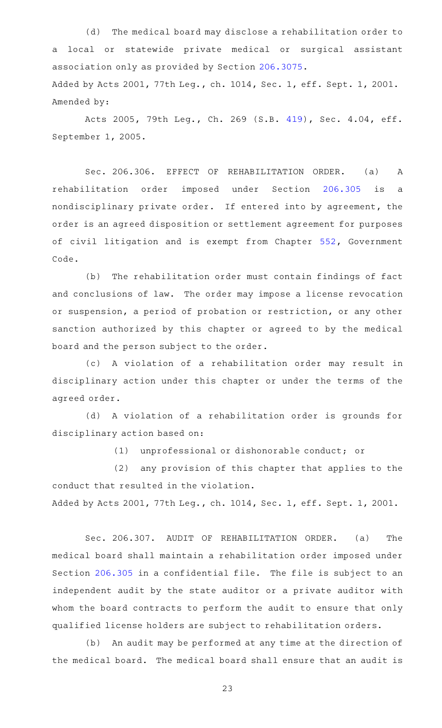(d) The medical board may disclose a rehabilitation order to a local or statewide private medical or surgical assistant association only as provided by Section 206.3075.

Added by Acts 2001, 77th Leg., ch. 1014, Sec. 1, eff. Sept. 1, 2001.

Amended by:

Acts 2005, 79th Leg., Ch. 269 (S.B. 419), Sec. 4.04, eff. September 1, 2005.

Sec. 206.306. EFFECT OF REHABILITATION ORDER. (a) A rehabilitation order imposed under Section 206.305 is a nondisciplinary private order. If entered into by agreement, the order is an agreed disposition or settlement agreement for purposes of civil litigation and is exempt from Chapter 552, Government Code.

(b) The rehabilitation order must contain findings of fact and conclusions of law. The order may impose a license revocation or suspension, a period of probation or restriction, or any other sanction authorized by this chapter or agreed to by the medical board and the person subject to the order.

(c) A violation of a rehabilitation order may result in disciplinary action under this chapter or under the terms of the agreed order.

(d) A violation of a rehabilitation order is grounds for disciplinary action based on:

(1) unprofessional or dishonorable conduct; or

(2) any provision of this chapter that applies to the conduct that resulted in the violation.

Added by Acts 2001, 77th Leg., ch. 1014, Sec. 1, eff. Sept. 1, 2001.

Sec. 206.307. AUDIT OF REHABILITATION ORDER. (a) The medical board shall maintain a rehabilitation order imposed under Section 206.305 in a confidential file. The file is subject to an independent audit by the state auditor or a private auditor with whom the board contracts to perform the audit to ensure that only qualified license holders are subject to rehabilitation orders.

(b) An audit may be performed at any time at the direction of the medical board. The medical board shall ensure that an audit is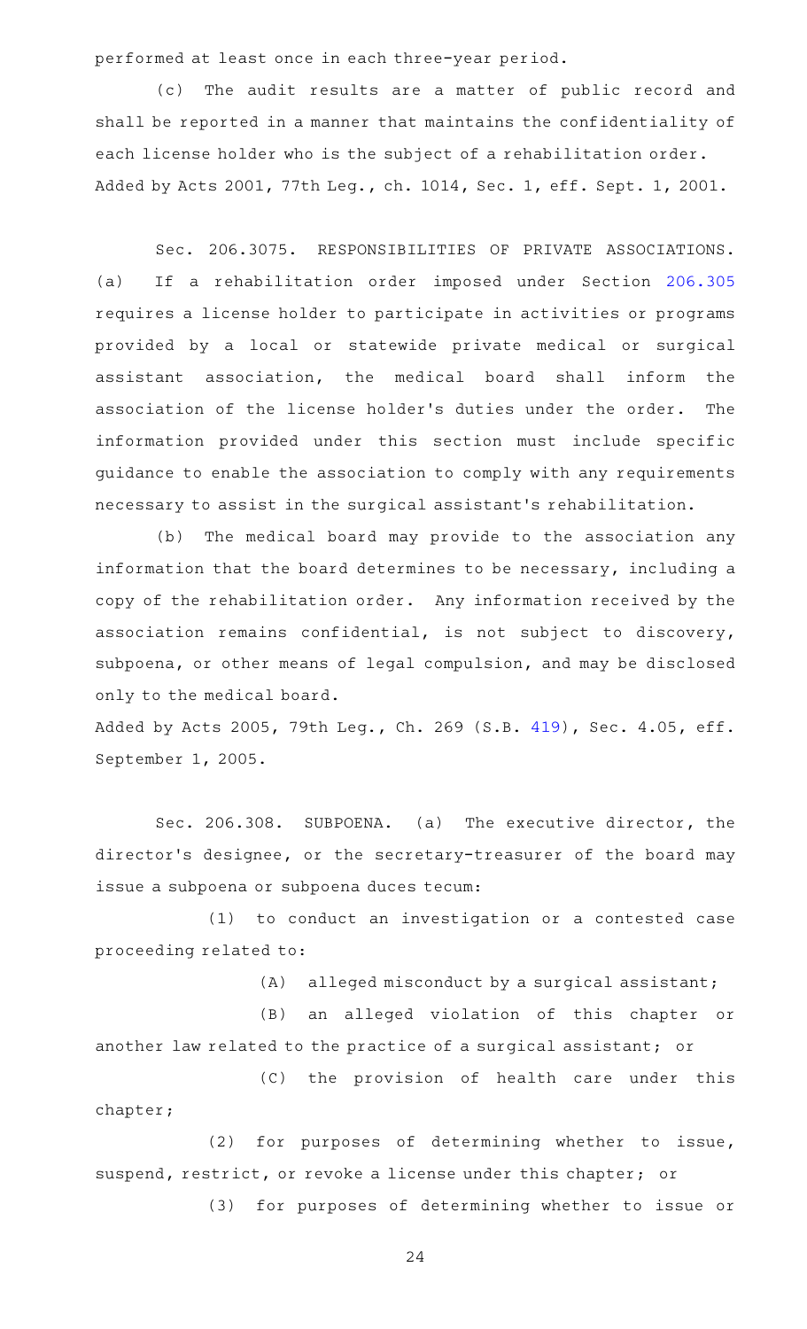performed at least once in each three-year period.

(c) The audit results are a matter of public record and shall be reported in a manner that maintains the confidentiality of each license holder who is the subject of a rehabilitation order.

Added by Acts 2001, 77th Leg., ch. 1014, Sec. 1, eff. Sept. 1, 2001.

Sec. 206.3075. RESPONSIBILITIES OF PRIVATE ASSOCIATIONS. (a) If a rehabilitation order imposed under Section 206.305 requires a license holder to participate in activities or programs provided by a local or statewide private medical or surgical assistant association, the medical board shall inform the association of the license holder's duties under the order. The information provided under this section must include specific guidance to enable the association to comply with any requirements necessary to assist in the surgical assistant's rehabilitation.

(b) The medical board may provide to the association any information that the board determines to be necessary, including a copy of the rehabilitation order. Any information received by the association remains confidential, is not subject to discovery, subpoena, or other means of legal compulsion, and may be disclosed only to the medical board.

Added by Acts 2005, 79th Leg., Ch. 269 (S.B. 419), Sec. 4.05, eff. September 1, 2005.

Sec. 206.308. SUBPOENA. (a) The executive director, the director's designee, or the secretary-treasurer of the board may issue a subpoena or subpoena duces tecum:

(1) to conduct an investigation or a contested case proceeding related to:

(A) alleged misconduct by a surgical assistant;

(B) an alleged violation of this chapter or another law related to the practice of a surgical assistant; or

(C) the provision of health care under this chapter;

(2) for purposes of determining whether to issue, suspend, restrict, or revoke a license under this chapter; or

(3) for purposes of determining whether to issue or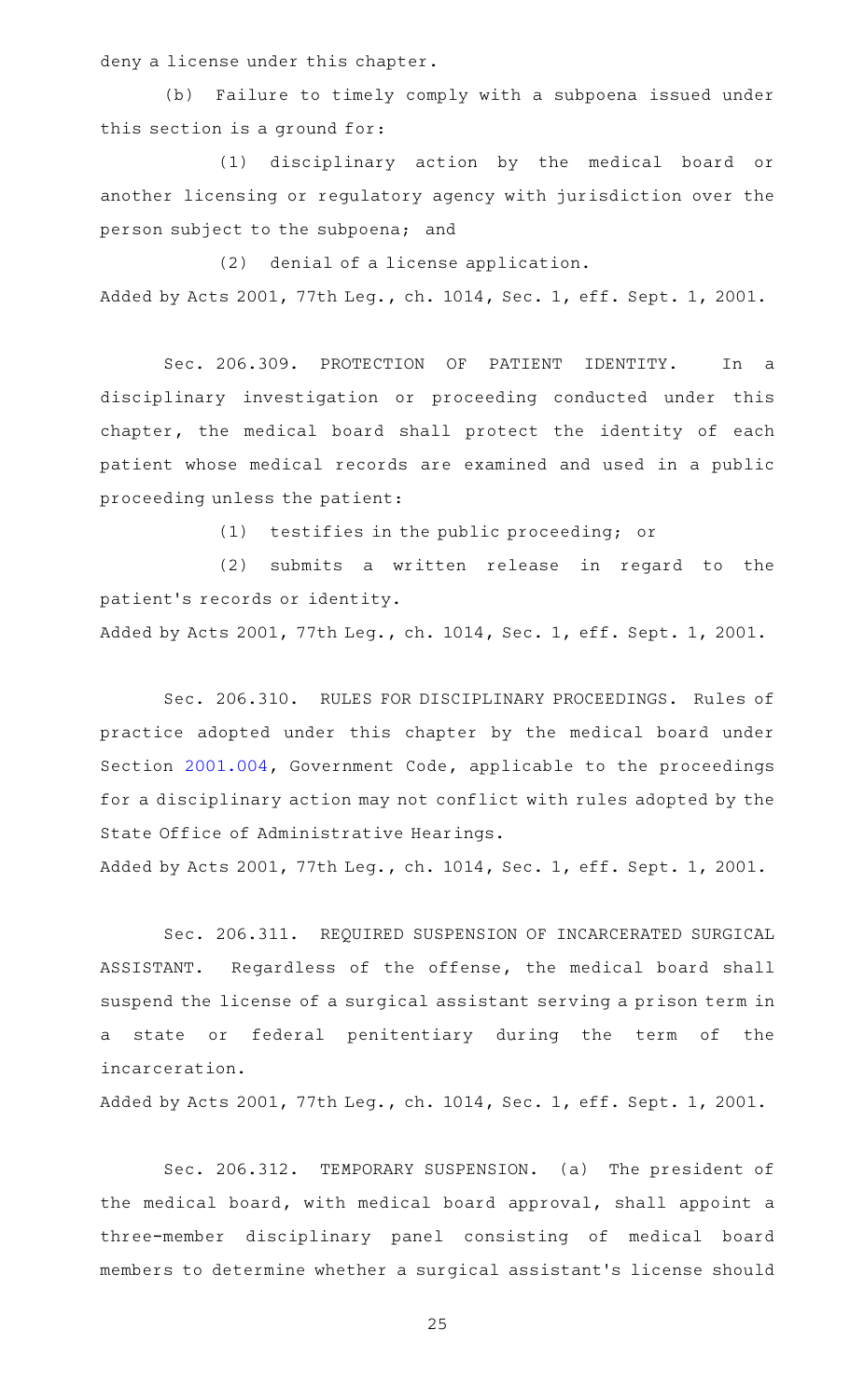deny a license under this chapter.

(b) Failure to timely comply with a subpoena issued under this section is a ground for:

(1) disciplinary action by the medical board or another licensing or regulatory agency with jurisdiction over the person subject to the subpoena; and

(2) denial of a license application.

Added by Acts 2001, 77th Leg., ch. 1014, Sec. 1, eff. Sept. 1, 2001.

Sec. 206.309. PROTECTION OF PATIENT IDENTITY. In a disciplinary investigation or proceeding conducted under this chapter, the medical board shall protect the identity of each patient whose medical records are examined and used in a public proceeding unless the patient:

(1) testifies in the public proceeding; or

(2) submits a written release in regard to the patient's records or identity.

Added by Acts 2001, 77th Leg., ch. 1014, Sec. 1, eff. Sept. 1, 2001.

Sec. 206.310. RULES FOR DISCIPLINARY PROCEEDINGS. Rules of practice adopted under this chapter by the medical board under Section 2001.004, Government Code, applicable to the proceedings for a disciplinary action may not conflict with rules adopted by the State Office of Administrative Hearings.

Added by Acts 2001, 77th Leg., ch. 1014, Sec. 1, eff. Sept. 1, 2001.

Sec. 206.311. REQUIRED SUSPENSION OF INCARCERATED SURGICAL ASSISTANT. Regardless of the offense, the medical board shall suspend the license of a surgical assistant serving a prison term in a state or federal penitentiary during the term of the incarceration.

Added by Acts 2001, 77th Leg., ch. 1014, Sec. 1, eff. Sept. 1, 2001.

Sec. 206.312. TEMPORARY SUSPENSION. (a) The president of the medical board, with medical board approval, shall appoint a three-member disciplinary panel consisting of medical board members to determine whether a surgical assistant's license should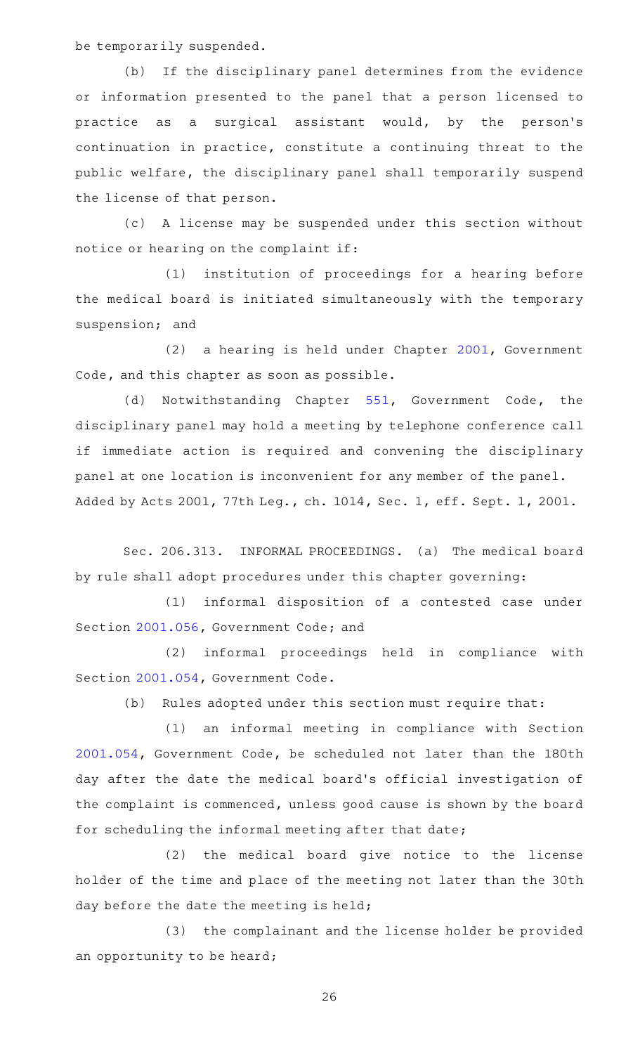be temporarily suspended.

(b) If the disciplinary panel determines from the evidence or information presented to the panel that a person licensed to practice as a surgical assistant would, by the person's continuation in practice, constitute a continuing threat to the public welfare, the disciplinary panel shall temporarily suspend the license of that person.

(c) A license may be suspended under this section without notice or hearing on the complaint if:

(1) institution of proceedings for a hearing before the medical board is initiated simultaneously with the temporary suspension; and

(2) a hearing is held under Chapter 2001, Government Code, and this chapter as soon as possible.

(d) Notwithstanding Chapter 551, Government Code, the disciplinary panel may hold a meeting by telephone conference call if immediate action is required and convening the disciplinary panel at one location is inconvenient for any member of the panel.

Added by Acts 2001, 77th Leg., ch. 1014, Sec. 1, eff. Sept. 1, 2001.

Sec. 206.313. INFORMAL PROCEEDINGS. (a) The medical board by rule shall adopt procedures under this chapter governing:

(1) informal disposition of a contested case under Section 2001.056, Government Code; and

(2) informal proceedings held in compliance with Section 2001.054, Government Code.

(b) Rules adopted under this section must require that:

(1) an informal meeting in compliance with Section 2001.054, Government Code, be scheduled not later than the 180th day after the date the medical board's official investigation of the complaint is commenced, unless good cause is shown by the board for scheduling the informal meeting after that date;

(2) the medical board give notice to the license holder of the time and place of the meeting not later than the 30th day before the date the meeting is held;

(3) the complainant and the license holder be provided an opportunity to be heard;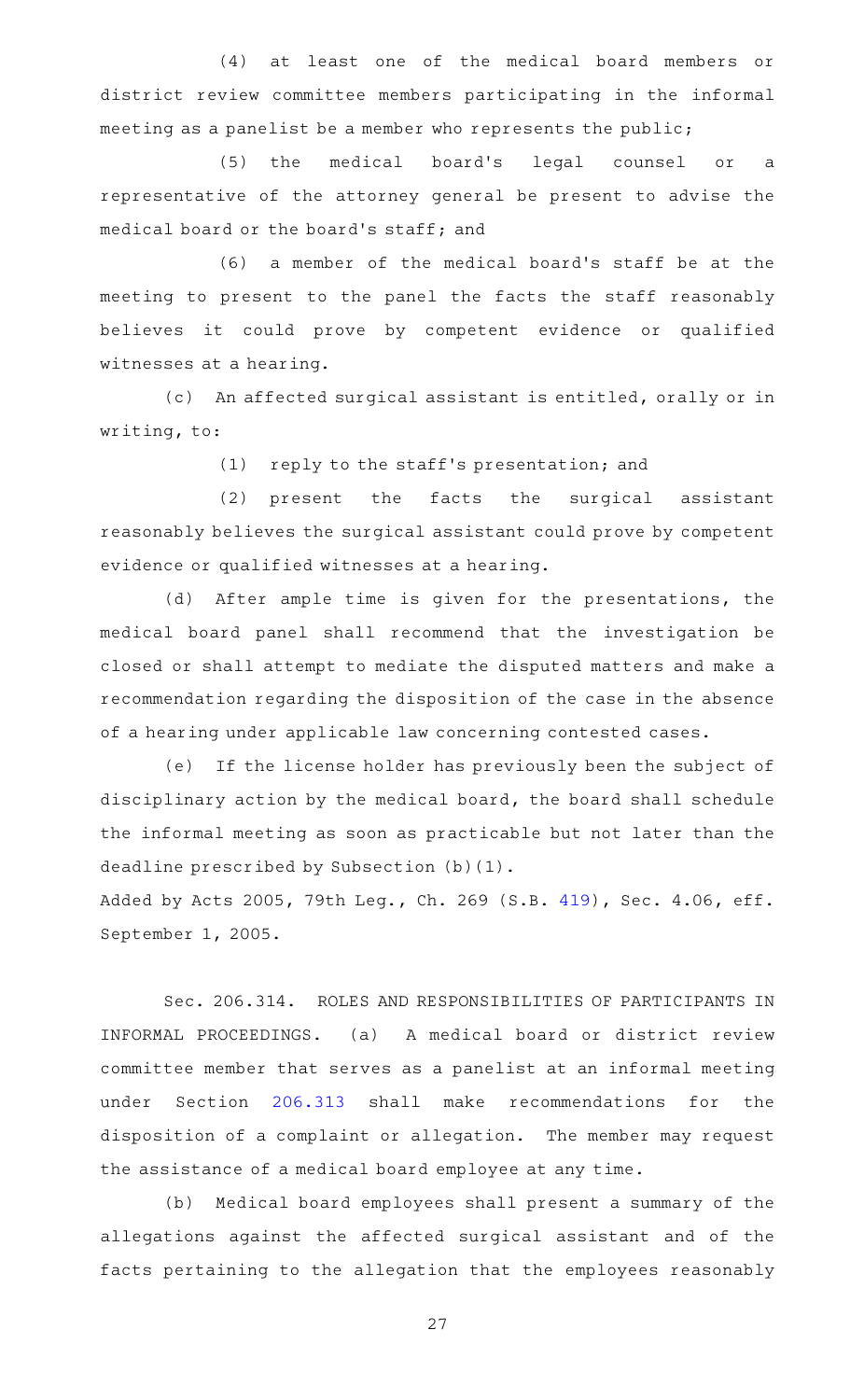(4) at least one of the medical board members or district review committee members participating in the informal meeting as a panelist be a member who represents the public;

(5) the medical board's legal counsel or a representative of the attorney general be present to advise the medical board or the board's staff; and

(6) a member of the medical board's staff be at the meeting to present to the panel the facts the staff reasonably believes it could prove by competent evidence or qualified witnesses at a hearing.

(c) An affected surgical assistant is entitled, orally or in writing, to:

(1) reply to the staff's presentation; and

(2) present the facts the surgical assistant reasonably believes the surgical assistant could prove by competent evidence or qualified witnesses at a hearing.

(d) After ample time is given for the presentations, the medical board panel shall recommend that the investigation be closed or shall attempt to mediate the disputed matters and make a recommendation regarding the disposition of the case in the absence of a hearing under applicable law concerning contested cases.

(e) If the license holder has previously been the subject of disciplinary action by the medical board, the board shall schedule the informal meeting as soon as practicable but not later than the deadline prescribed by Subsection (b)(1).

Added by Acts 2005, 79th Leg., Ch. 269 (S.B. 419), Sec. 4.06, eff. September 1, 2005.

Sec. 206.314. ROLES AND RESPONSIBILITIES OF PARTICIPANTS IN INFORMAL PROCEEDINGS. (a) A medical board or district review committee member that serves as a panelist at an informal meeting under Section 206.313 shall make recommendations for the disposition of a complaint or allegation. The member may request the assistance of a medical board employee at any time.

(b) Medical board employees shall present a summary of the allegations against the affected surgical assistant and of the facts pertaining to the allegation that the employees reasonably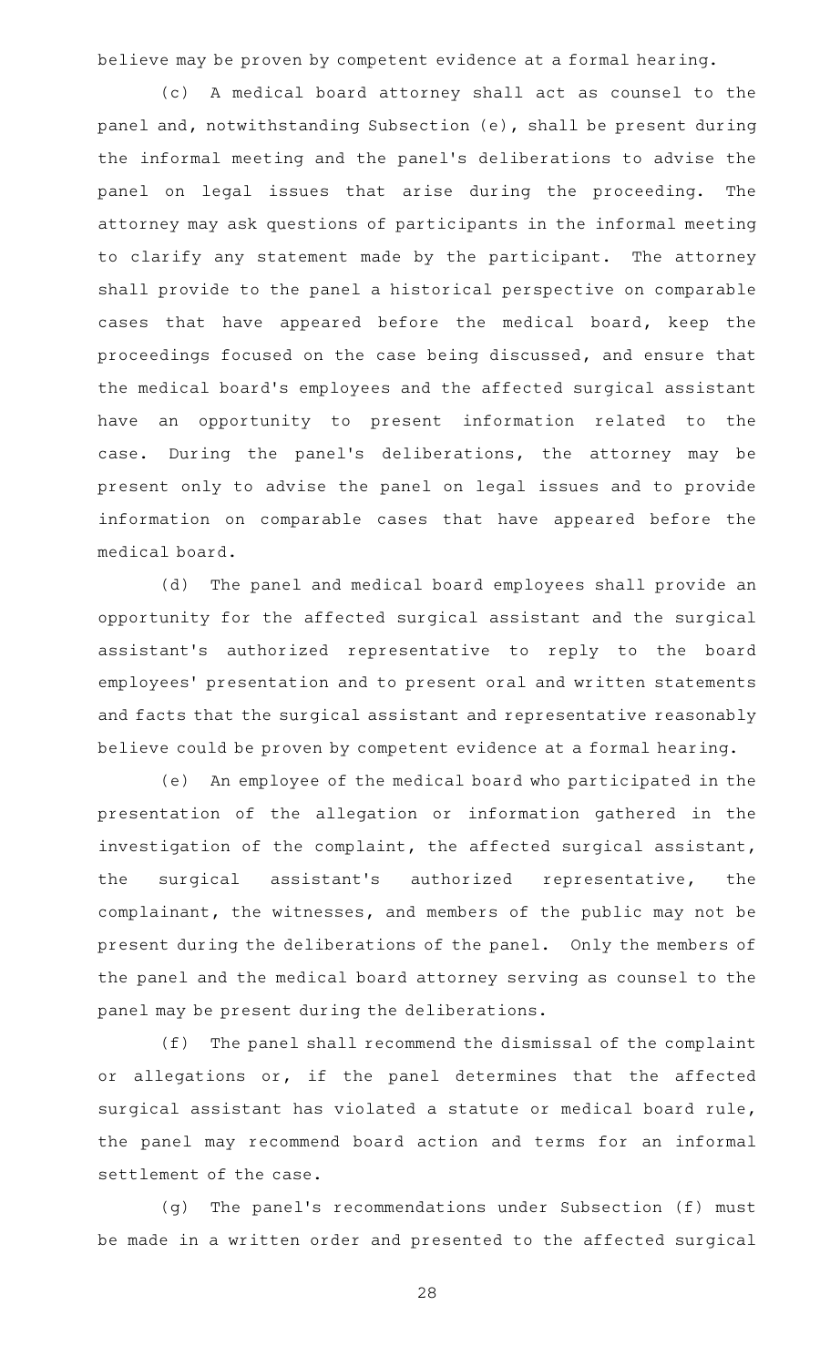believe may be proven by competent evidence at a formal hearing.

(c) A medical board attorney shall act as counsel to the panel and, notwithstanding Subsection (e), shall be present during the informal meeting and the panel's deliberations to advise the panel on legal issues that arise during the proceeding. The attorney may ask questions of participants in the informal meeting to clarify any statement made by the participant. The attorney shall provide to the panel a historical perspective on comparable cases that have appeared before the medical board, keep the proceedings focused on the case being discussed, and ensure that the medical board's employees and the affected surgical assistant have an opportunity to present information related to the case. During the panel's deliberations, the attorney may be present only to advise the panel on legal issues and to provide information on comparable cases that have appeared before the medical board.

(d) The panel and medical board employees shall provide an opportunity for the affected surgical assistant and the surgical assistant's authorized representative to reply to the board employees' presentation and to present oral and written statements and facts that the surgical assistant and representative reasonably believe could be proven by competent evidence at a formal hearing.

(e) An employee of the medical board who participated in the presentation of the allegation or information gathered in the investigation of the complaint, the affected surgical assistant, the surgical assistant's authorized representative, the complainant, the witnesses, and members of the public may not be present during the deliberations of the panel. Only the members of the panel and the medical board attorney serving as counsel to the panel may be present during the deliberations.

(f) The panel shall recommend the dismissal of the complaint or allegations or, if the panel determines that the affected surgical assistant has violated a statute or medical board rule, the panel may recommend board action and terms for an informal settlement of the case.

(g) The panel's recommendations under Subsection (f) must be made in a written order and presented to the affected surgical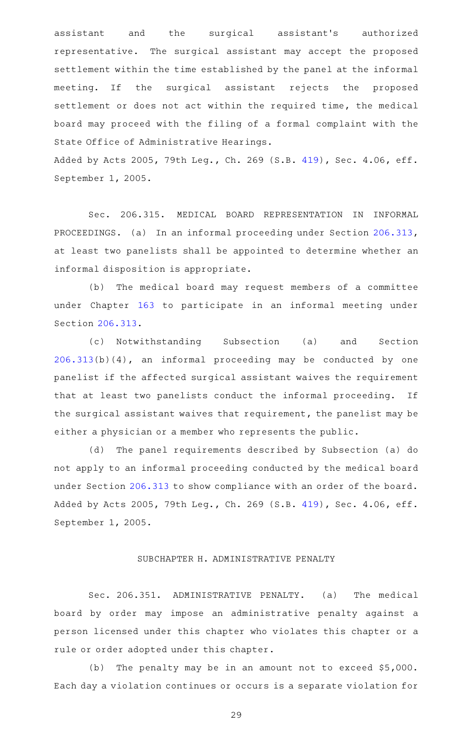assistant and the surgical assistant's authorized representative. The surgical assistant may accept the proposed settlement within the time established by the panel at the informal meeting. If the surgical assistant rejects the proposed settlement or does not act within the required time, the medical board may proceed with the filing of a formal complaint with the State Office of Administrative Hearings.

Added by Acts 2005, 79th Leg., Ch. 269 (S.B. 419), Sec. 4.06, eff. September 1, 2005.

Sec. 206.315. MEDICAL BOARD REPRESENTATION IN INFORMAL PROCEEDINGS. (a) In an informal proceeding under Section 206.313, at least two panelists shall be appointed to determine whether an informal disposition is appropriate.

(b) The medical board may request members of a committee under Chapter 163 to participate in an informal meeting under Section 206.313.

(c) Notwithstanding Subsection (a) and Section 206.313(b)(4), an informal proceeding may be conducted by one panelist if the affected surgical assistant waives the requirement that at least two panelists conduct the informal proceeding. If the surgical assistant waives that requirement, the panelist may be either a physician or a member who represents the public.

(d) The panel requirements described by Subsection (a) do not apply to an informal proceeding conducted by the medical board under Section 206.313 to show compliance with an order of the board.

Added by Acts 2005, 79th Leg., Ch. 269 (S.B. 419), Sec. 4.06, eff. September 1, 2005.

## SUBCHAPTER H. ADMINISTRATIVE PENALTY

Sec. 206.351. ADMINISTRATIVE PENALTY. (a) The medical board by order may impose an administrative penalty against a person licensed under this chapter who violates this chapter or a rule or order adopted under this chapter.

(b) The penalty may be in an amount not to exceed $5,000. Each day a violation continues or occurs is a separate violation for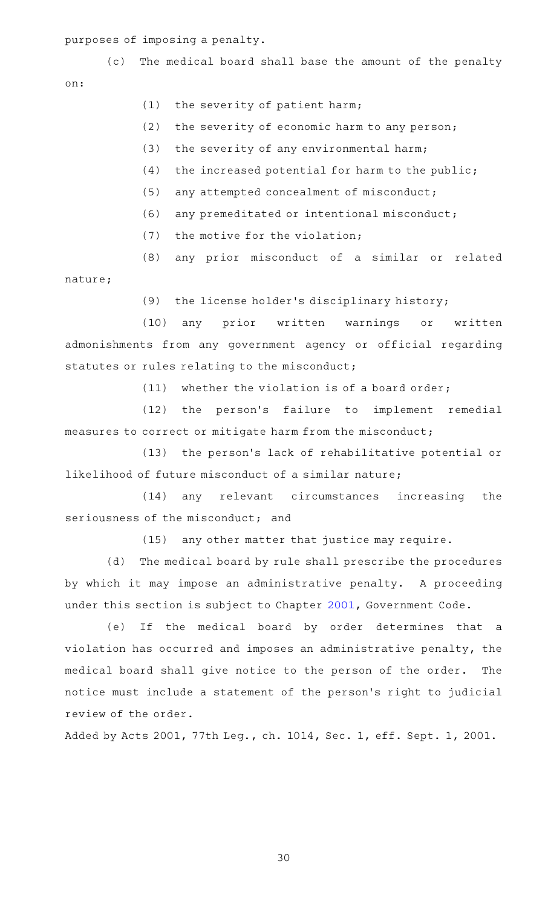purposes of imposing a penalty.

(c) The medical board shall base the amount of the penalty on:

(1) the severity of patient harm;

(2) the severity of economic harm to any person;

(3) the severity of any environmental harm;

(4) the increased potential for harm to the public;

(5) any attempted concealment of misconduct;

(6) any premeditated or intentional misconduct;

(7) the motive for the violation;

(8) any prior misconduct of a similar or related nature;

(9) the license holder's disciplinary history;

(10) any prior written warnings or written admonishments from any government agency or official regarding statutes or rules relating to the misconduct;

(11) whether the violation is of a board order;

(12) the person's failure to implement remedial measures to correct or mitigate harm from the misconduct;

(13) the person's lack of rehabilitative potential or likelihood of future misconduct of a similar nature;

(14) any relevant circumstances increasing the seriousness of the misconduct; and

(15) any other matter that justice may require.

(d) The medical board by rule shall prescribe the procedures by which it may impose an administrative penalty. A proceeding under this section is subject to Chapter 2001, Government Code.

(e) If the medical board by order determines that a violation has occurred and imposes an administrative penalty, the medical board shall give notice to the person of the order. The notice must include a statement of the person's right to judicial review of the order.

Added by Acts 2001, 77th Leg., ch. 1014, Sec. 1, eff. Sept. 1, 2001.